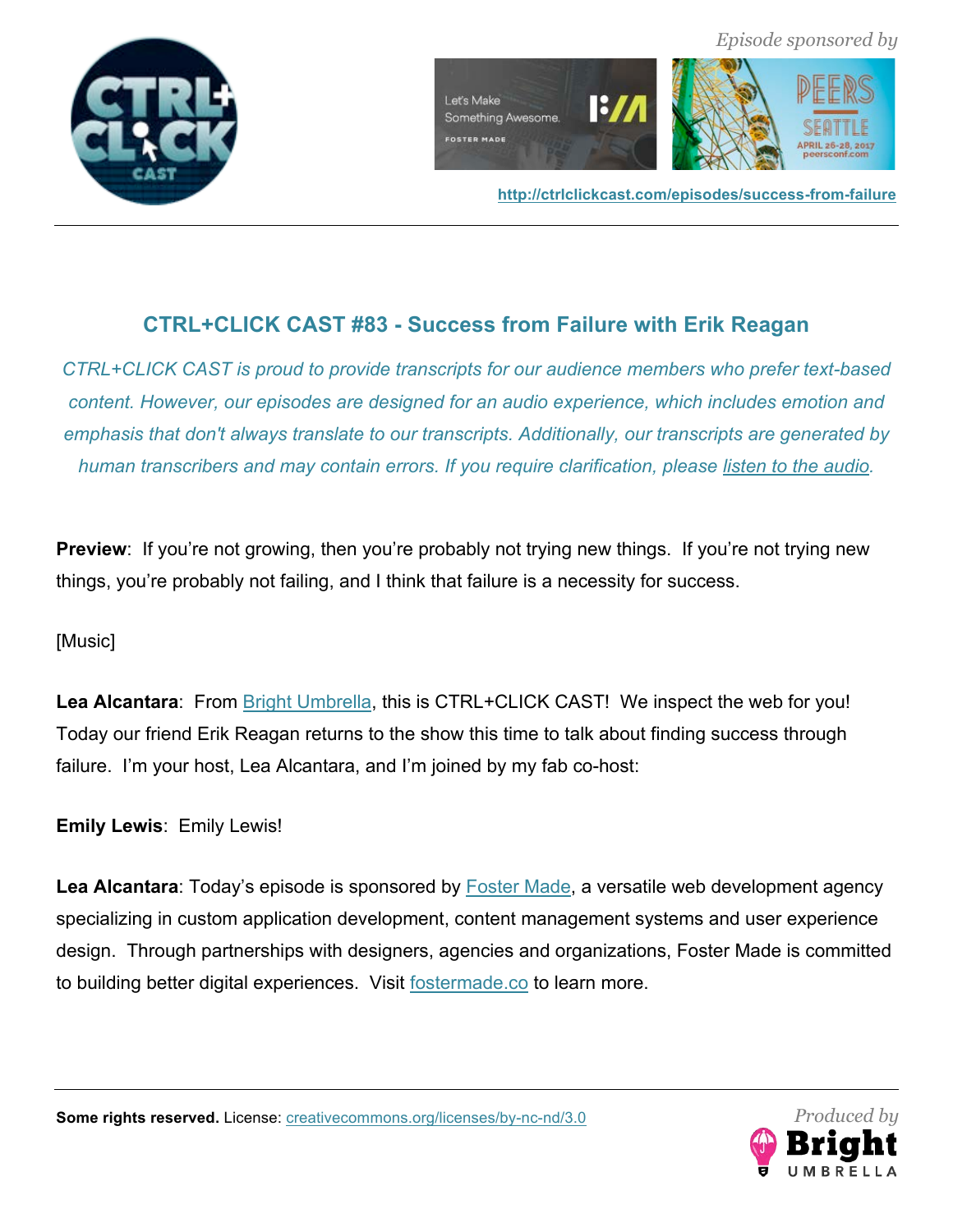*Episode sponsored by*

http://ctrlclickcast.com/episodes/success-from-failure

## CTRL+CLICK CAST #83 - Success from Failure with Erik Reagan

*CTRL+CLICK CAST is proud to provide transcripts for our audience members who prefer text-based content. However, our episodes are designed for an audio experience, which includes emotion and emphasis that don't always translate to our transcripts. Additionally, our transcripts are generated by human transcribers and may contain errors. If you require clarification, please listen to the audio.*

**Preview**: If you're not growing, then you're probably not trying new things. If you're not trying new things, you're probably not failing, and I think that failure is a necessity for success.

[Music]

**Lea Alcantara**: From Bright Umbrella, this is CTRL+CLICK CAST! We inspect the web for you! Today our friend Erik Reagan returns to the show this time to talk about finding success through failure. I'm your host, Lea Alcantara, and I'm joined by my fab co-host:

**Emily Lewis**: Emily Lewis!

**Lea Alcantara**: Today's episode is sponsored by Foster Made, a versatile web development agency specializing in custom application development, content management systems and user experience design. Through partnerships with designers, agencies and organizations, Foster Made is committed to building better digital experiences. Visit fostermade.co to learn more.

**Some rights reserved.** License: creativecommons.org/licenses/by-nc-nd/3.0

*Produced by* Bright Umbrella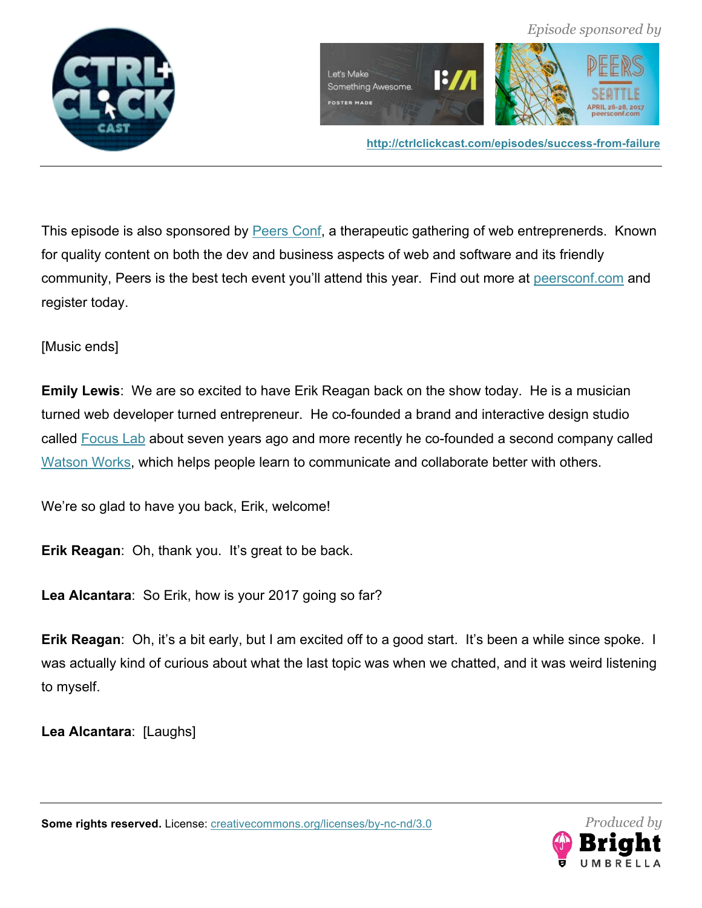This episode is also sponsored by [Peers Conf](http://peersconf.com), a therapeutic gathering of web entreprenerds. Known for quality content on both the dev and business aspects of web and software and its friendly community, Peers is the best tech event you'll attend this year. Find out more at [peersconf.com](http://peersconf.com) and register today.

[Music ends]

**Emily Lewis**: We are so excited to have Erik Reagan back on the show today. He is a musician turned web developer turned entrepreneur. He co-founded a brand and interactive design studio called [Focus Lab](#) about seven years ago and more recently he co-founded a second company called [Watson Works](#), which helps people learn to communicate and collaborate better with others.

We're so glad to have you back, Erik, welcome!

**Erik Reagan**: Oh, thank you. It's great to be back.

**Lea Alcantara**: So Erik, how is your 2017 going so far?

**Erik Reagan**: Oh, it's a bit early, but I am excited off to a good start. It's been a while since spoke. I was actually kind of curious about what the last topic was when we chatted, and it was weird listening to myself.

**Lea Alcantara**: [Laughs]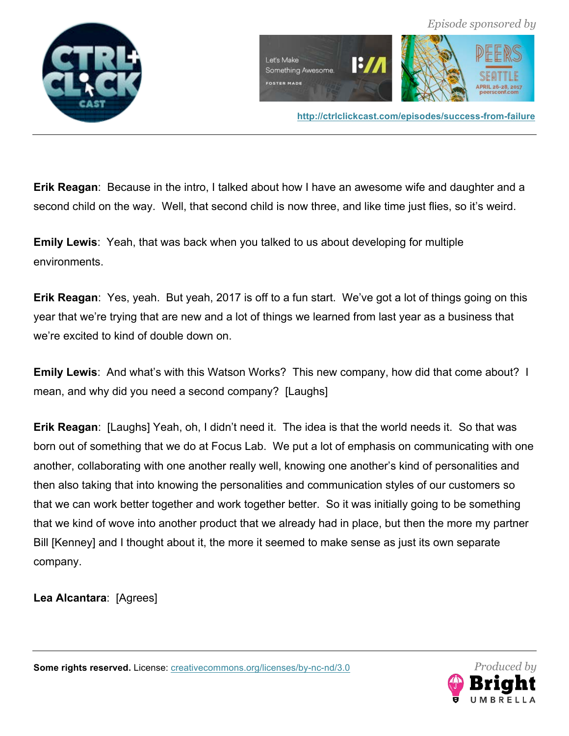**Erik Reagan**: Because in the intro, I talked about how I have an awesome wife and daughter and a second child on the way. Well, that second child is now three, and like time just flies, so it's weird.

**Emily Lewis**: Yeah, that was back when you talked to us about developing for multiple environments.

**Erik Reagan**: Yes, yeah. But yeah, 2017 is off to a fun start. We've got a lot of things going on this year that we're trying that are new and a lot of things we learned from last year as a business that we're excited to kind of double down on.

**Emily Lewis**: And what's with this Watson Works? This new company, how did that come about? I mean, and why did you need a second company? [Laughs]

**Erik Reagan**: [Laughs] Yeah, oh, I didn't need it. The idea is that the world needs it. So that was born out of something that we do at Focus Lab. We put a lot of emphasis on communicating with one another, collaborating with one another really well, knowing one another's kind of personalities and then also taking that into knowing the personalities and communication styles of our customers so that we can work better together and work together better. So it was initially going to be something that we kind of wove into another product that we already had in place, but then the more my partner Bill [Kenney] and I thought about it, the more it seemed to make sense as just its own separate company.

**Lea Alcantara**: [Agrees]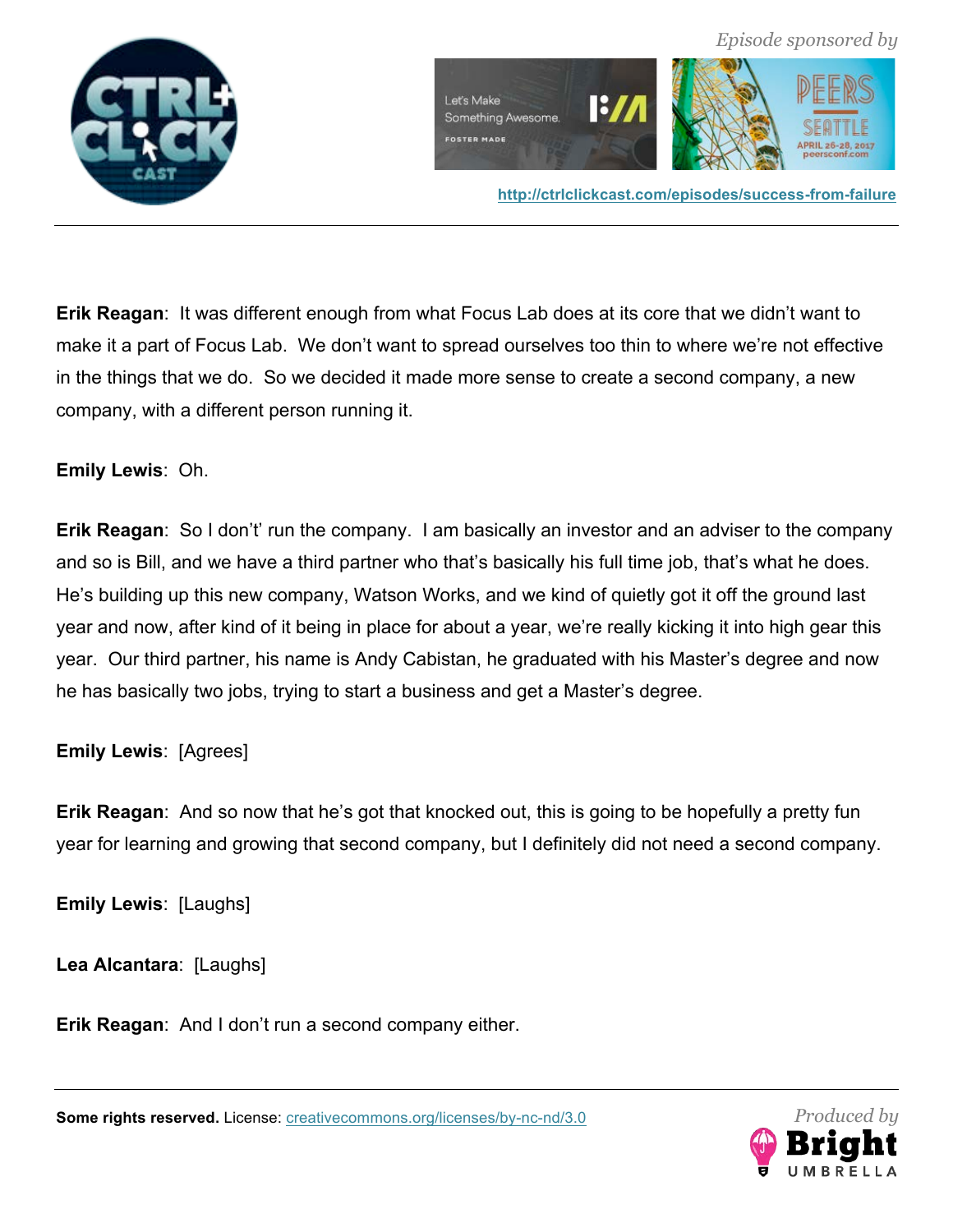**Erik Reagan**: It was different enough from what Focus Lab does at its core that we didn't want to make it a part of Focus Lab. We don't want to spread ourselves too thin to where we're not effective in the things that we do. So we decided it made more sense to create a second company, a new company, with a different person running it.

**Emily Lewis**: Oh.

**Erik Reagan**: So I don't' run the company. I am basically an investor and an adviser to the company and so is Bill, and we have a third partner who that's basically his full time job, that's what he does. He's building up this new company, Watson Works, and we kind of quietly got it off the ground last year and now, after kind of it being in place for about a year, we're really kicking it into high gear this year. Our third partner, his name is Andy Cabistan, he graduated with his Master's degree and now he has basically two jobs, trying to start a business and get a Master's degree.

**Emily Lewis**: [Agrees]

**Erik Reagan**: And so now that he's got that knocked out, this is going to be hopefully a pretty fun year for learning and growing that second company, but I definitely did not need a second company.

**Emily Lewis**: [Laughs]

**Lea Alcantara**: [Laughs]

**Erik Reagan**: And I don't run a second company either.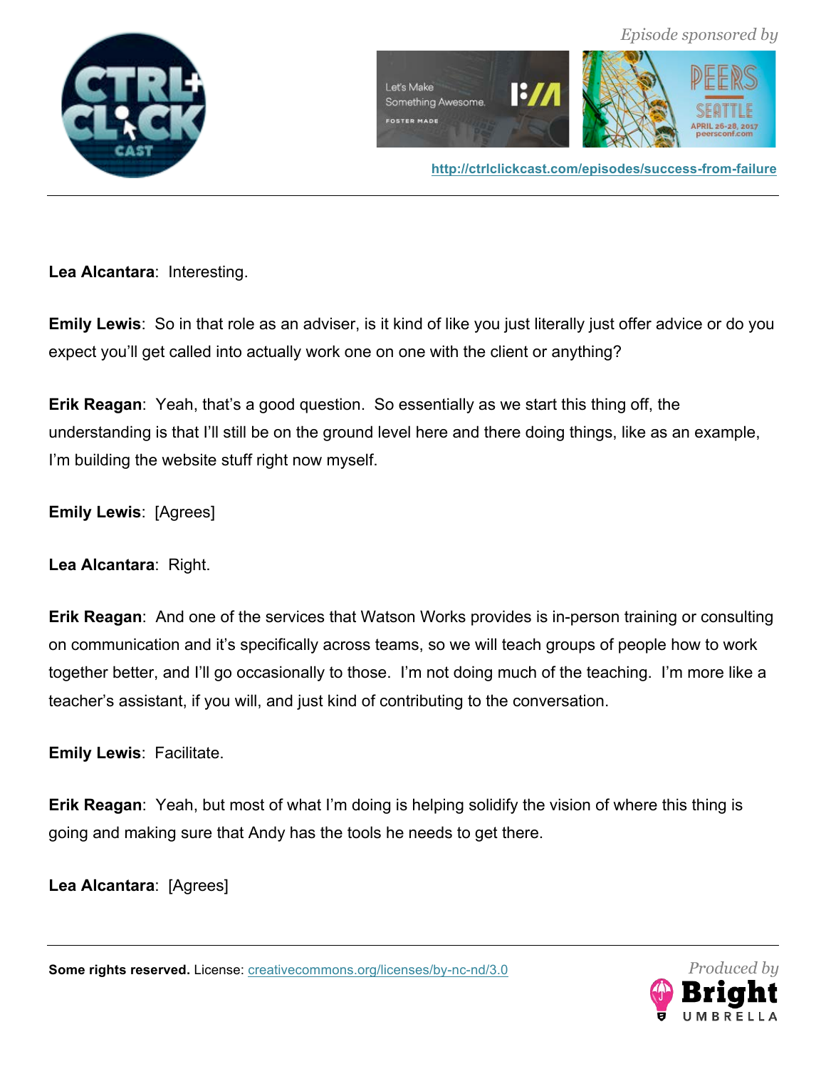**Lea Alcantara**: Interesting.

**Emily Lewis**: So in that role as an adviser, is it kind of like you just literally just offer advice or do you expect you'll get called into actually work one on one with the client or anything?

**Erik Reagan**: Yeah, that's a good question. So essentially as we start this thing off, the understanding is that I'll still be on the ground level here and there doing things, like as an example, I'm building the website stuff right now myself.

**Emily Lewis**: [Agrees]

**Lea Alcantara**: Right.

**Erik Reagan**: And one of the services that Watson Works provides is in-person training or consulting on communication and it's specifically across teams, so we will teach groups of people how to work together better, and I'll go occasionally to those. I'm not doing much of the teaching. I'm more like a teacher's assistant, if you will, and just kind of contributing to the conversation.

**Emily Lewis**: Facilitate.

**Erik Reagan**: Yeah, but most of what I'm doing is helping solidify the vision of where this thing is going and making sure that Andy has the tools he needs to get there.

**Lea Alcantara**: [Agrees]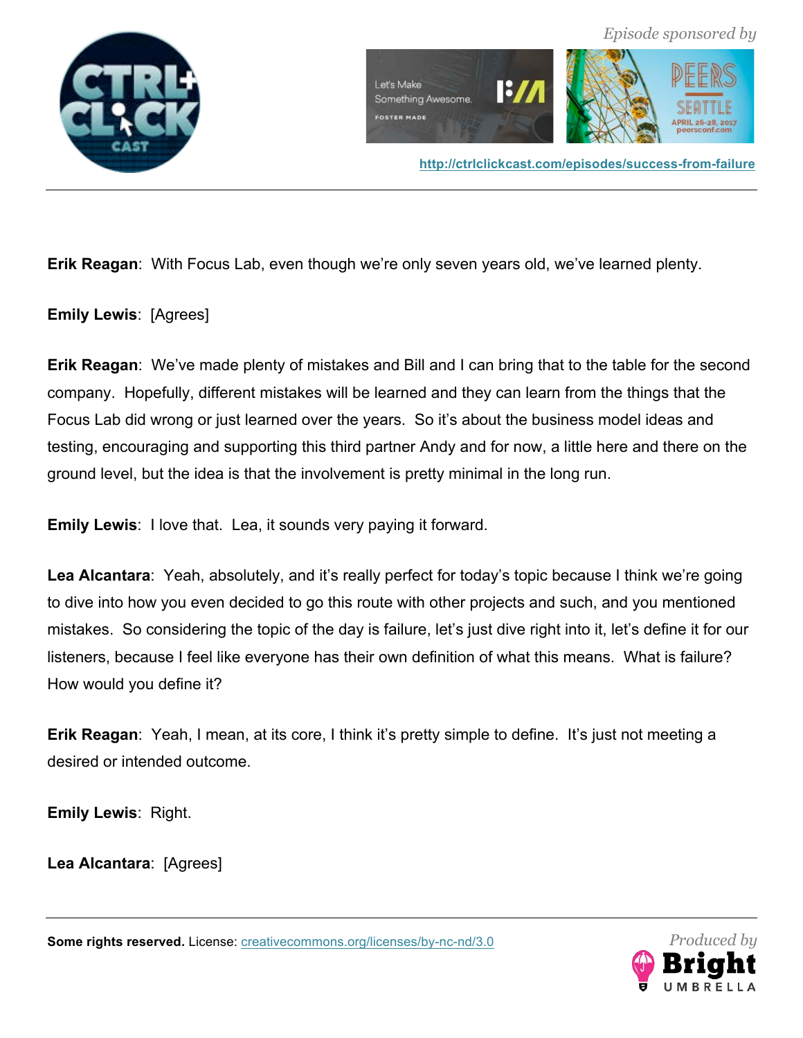**Erik Reagan**: With Focus Lab, even though we're only seven years old, we've learned plenty.

**Emily Lewis**: [Agrees]

**Erik Reagan**: We've made plenty of mistakes and Bill and I can bring that to the table for the second company. Hopefully, different mistakes will be learned and they can learn from the things that the Focus Lab did wrong or just learned over the years. So it's about the business model ideas and testing, encouraging and supporting this third partner Andy and for now, a little here and there on the ground level, but the idea is that the involvement is pretty minimal in the long run.

**Emily Lewis**: I love that. Lea, it sounds very paying it forward.

**Lea Alcantara**: Yeah, absolutely, and it's really perfect for today's topic because I think we're going to dive into how you even decided to go this route with other projects and such, and you mentioned mistakes. So considering the topic of the day is failure, let's just dive right into it, let's define it for our listeners, because I feel like everyone has their own definition of what this means. What is failure? How would you define it?

**Erik Reagan**: Yeah, I mean, at its core, I think it's pretty simple to define. It's just not meeting a desired or intended outcome.

**Emily Lewis**: Right.

**Lea Alcantara**: [Agrees]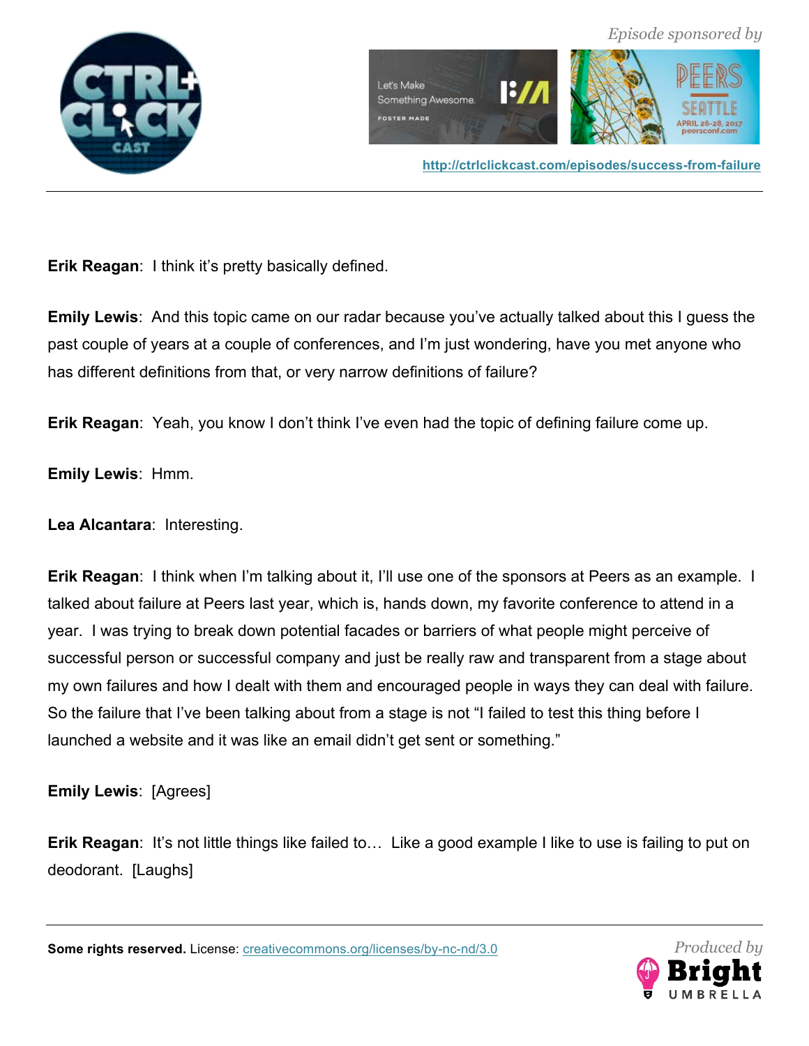**Erik Reagan**: I think it's pretty basically defined.

**Emily Lewis**: And this topic came on our radar because you've actually talked about this I guess the past couple of years at a couple of conferences, and I'm just wondering, have you met anyone who has different definitions from that, or very narrow definitions of failure?

**Erik Reagan**: Yeah, you know I don't think I've even had the topic of defining failure come up.

**Emily Lewis**: Hmm.

**Lea Alcantara**: Interesting.

**Erik Reagan**: I think when I'm talking about it, I'll use one of the sponsors at Peers as an example. I talked about failure at Peers last year, which is, hands down, my favorite conference to attend in a year. I was trying to break down potential facades or barriers of what people might perceive of successful person or successful company and just be really raw and transparent from a stage about my own failures and how I dealt with them and encouraged people in ways they can deal with failure. So the failure that I've been talking about from a stage is not "I failed to test this thing before I launched a website and it was like an email didn't get sent or something."

**Emily Lewis**: [Agrees]

**Erik Reagan**: It's not little things like failed to… Like a good example I like to use is failing to put on deodorant. [Laughs]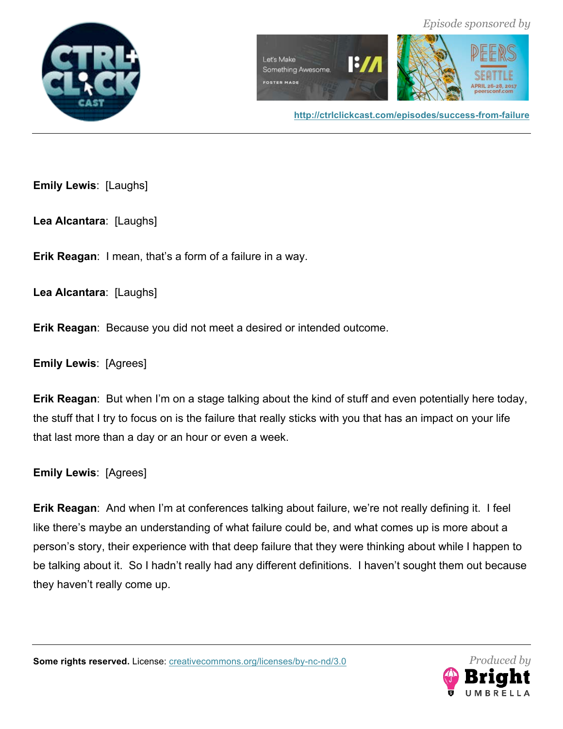**Emily Lewis**: [Laughs]

**Lea Alcantara**: [Laughs]

**Erik Reagan**: I mean, that's a form of a failure in a way.

**Lea Alcantara**: [Laughs]

**Erik Reagan**: Because you did not meet a desired or intended outcome.

**Emily Lewis**: [Agrees]

**Erik Reagan**: But when I'm on a stage talking about the kind of stuff and even potentially here today, the stuff that I try to focus on is the failure that really sticks with you that has an impact on your life that last more than a day or an hour or even a week.

**Emily Lewis**: [Agrees]

**Erik Reagan**: And when I'm at conferences talking about failure, we're not really defining it. I feel like there's maybe an understanding of what failure could be, and what comes up is more about a person's story, their experience with that deep failure that they were thinking about while I happen to be talking about it. So I hadn't really had any different definitions. I haven't sought them out because they haven't really come up.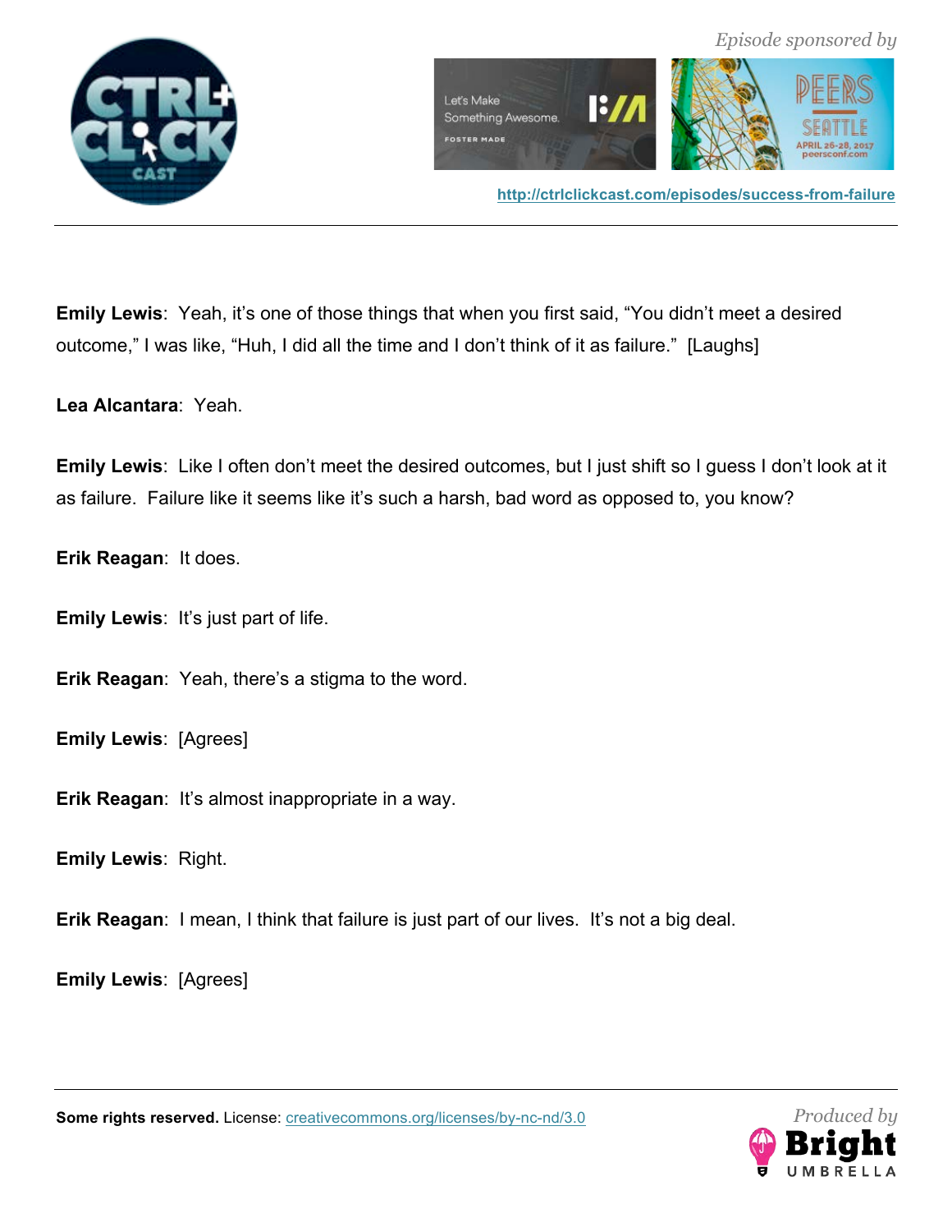**Emily Lewis**: Yeah, it's one of those things that when you first said, "You didn't meet a desired outcome," I was like, "Huh, I did all the time and I don't think of it as failure." [Laughs]

**Lea Alcantara**: Yeah.

**Emily Lewis**: Like I often don't meet the desired outcomes, but I just shift so I guess I don't look at it as failure. Failure like it seems like it's such a harsh, bad word as opposed to, you know?

**Erik Reagan**: It does.

**Emily Lewis**: It's just part of life.

**Erik Reagan**: Yeah, there's a stigma to the word.

**Emily Lewis**: [Agrees]

**Erik Reagan**: It's almost inappropriate in a way.

**Emily Lewis**: Right.

**Erik Reagan**: I mean, I think that failure is just part of our lives. It's not a big deal.

**Emily Lewis**: [Agrees]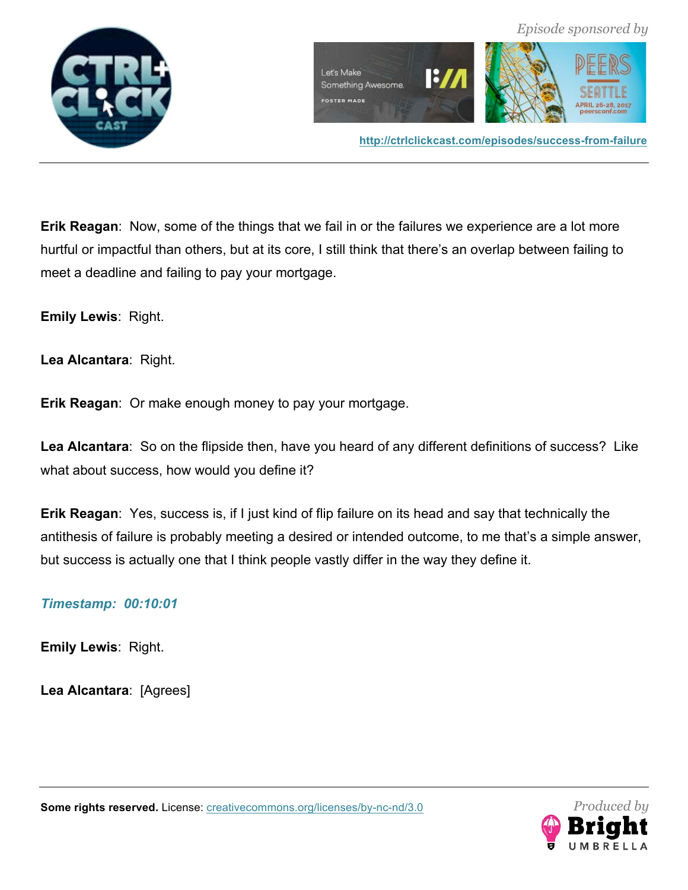**Erik Reagan**: Now, some of the things that we fail in or the failures we experience are a lot more hurtful or impactful than others, but at its core, I still think that there's an overlap between failing to meet a deadline and failing to pay your mortgage.

**Emily Lewis**: Right.

**Lea Alcantara**: Right.

**Erik Reagan**: Or make enough money to pay your mortgage.

**Lea Alcantara**: So on the flipside then, have you heard of any different definitions of success? Like what about success, how would you define it?

**Erik Reagan**: Yes, success is, if I just kind of flip failure on its head and say that technically the antithesis of failure is probably meeting a desired or intended outcome, to me that's a simple answer, but success is actually one that I think people vastly differ in the way they define it.

***Timestamp: 00:10:01***

**Emily Lewis**: Right.

**Lea Alcantara**: [Agrees]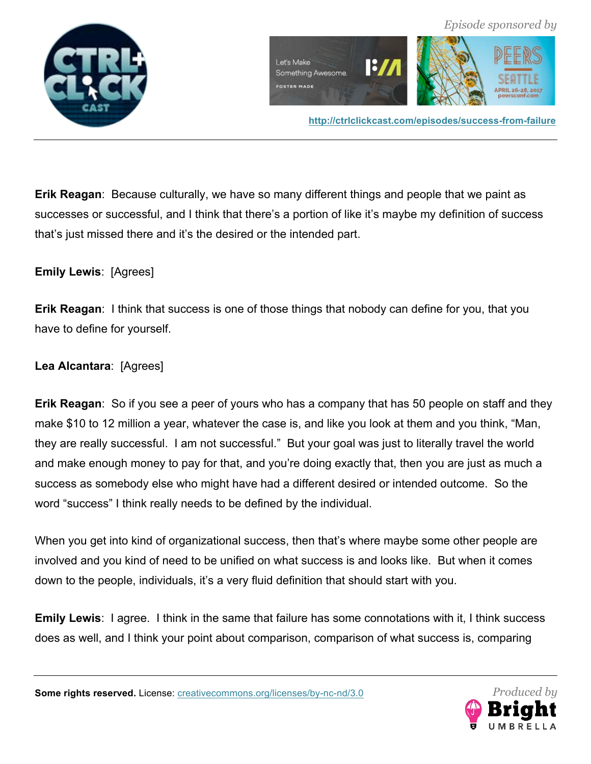**Erik Reagan**: Because culturally, we have so many different things and people that we paint as successes or successful, and I think that there's a portion of like it's maybe my definition of success that's just missed there and it's the desired or the intended part.

**Emily Lewis**: [Agrees]

**Erik Reagan**: I think that success is one of those things that nobody can define for you, that you have to define for yourself.

**Lea Alcantara**: [Agrees]

**Erik Reagan**: So if you see a peer of yours who has a company that has 50 people on staff and they make $10 to 12 million a year, whatever the case is, and like you look at them and you think, "Man, they are really successful. I am not successful." But your goal was just to literally travel the world and make enough money to pay for that, and you're doing exactly that, then you are just as much a success as somebody else who might have had a different desired or intended outcome. So the word "success" I think really needs to be defined by the individual.

When you get into kind of organizational success, then that's where maybe some other people are involved and you kind of need to be unified on what success is and looks like. But when it comes down to the people, individuals, it's a very fluid definition that should start with you.

**Emily Lewis**: I agree. I think in the same that failure has some connotations with it, I think success does as well, and I think your point about comparison, comparison of what success is, comparing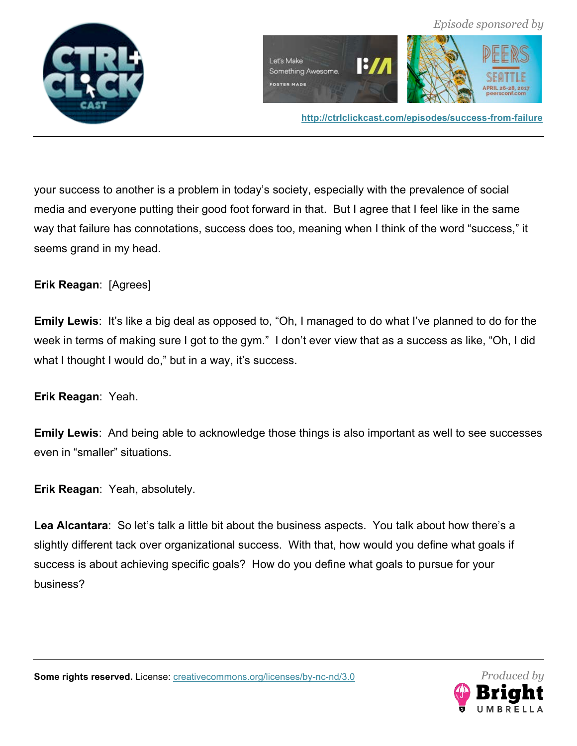your success to another is a problem in today's society, especially with the prevalence of social media and everyone putting their good foot forward in that. But I agree that I feel like in the same way that failure has connotations, success does too, meaning when I think of the word "success," it seems grand in my head.

**Erik Reagan**: [Agrees]

**Emily Lewis**: It's like a big deal as opposed to, "Oh, I managed to do what I've planned to do for the week in terms of making sure I got to the gym." I don't ever view that as a success as like, "Oh, I did what I thought I would do," but in a way, it's success.

**Erik Reagan**: Yeah.

**Emily Lewis**: And being able to acknowledge those things is also important as well to see successes even in "smaller" situations.

**Erik Reagan**: Yeah, absolutely.

**Lea Alcantara**: So let's talk a little bit about the business aspects. You talk about how there's a slightly different tack over organizational success. With that, how would you define what goals if success is about achieving specific goals? How do you define what goals to pursue for your business?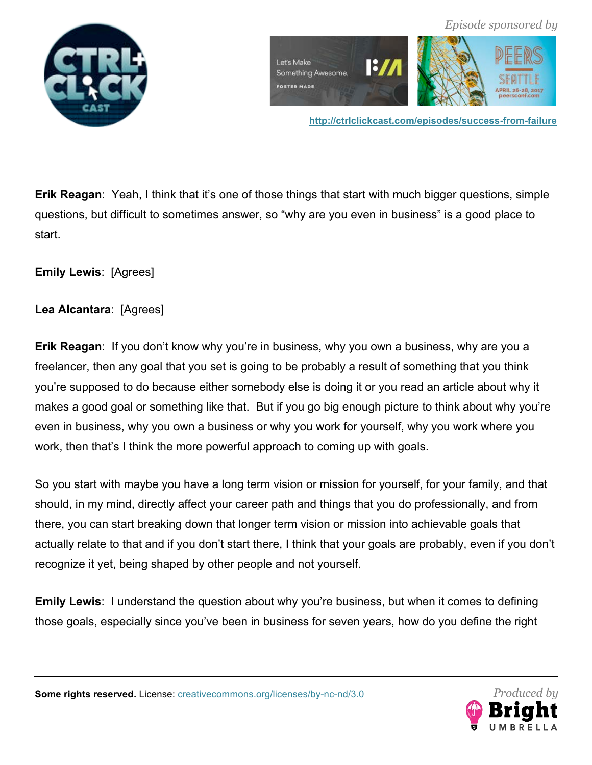**Erik Reagan**: Yeah, I think that it's one of those things that start with much bigger questions, simple questions, but difficult to sometimes answer, so "why are you even in business" is a good place to start.

**Emily Lewis**: [Agrees]

**Lea Alcantara**: [Agrees]

**Erik Reagan**: If you don't know why you're in business, why you own a business, why are you a freelancer, then any goal that you set is going to be probably a result of something that you think you're supposed to do because either somebody else is doing it or you read an article about why it makes a good goal or something like that. But if you go big enough picture to think about why you're even in business, why you own a business or why you work for yourself, why you work where you work, then that's I think the more powerful approach to coming up with goals.

So you start with maybe you have a long term vision or mission for yourself, for your family, and that should, in my mind, directly affect your career path and things that you do professionally, and from there, you can start breaking down that longer term vision or mission into achievable goals that actually relate to that and if you don't start there, I think that your goals are probably, even if you don't recognize it yet, being shaped by other people and not yourself.

**Emily Lewis**: I understand the question about why you're business, but when it comes to defining those goals, especially since you've been in business for seven years, how do you define the right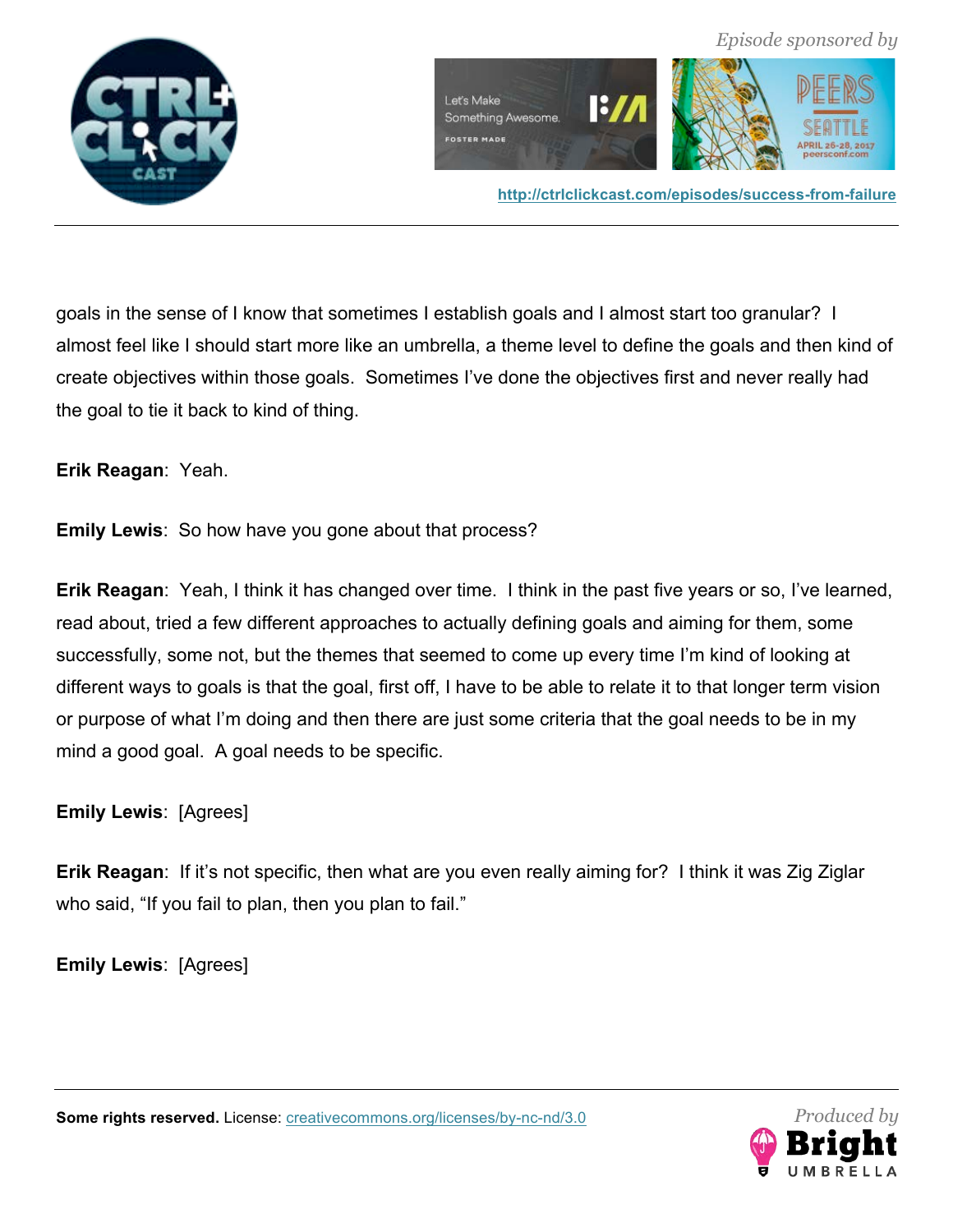goals in the sense of I know that sometimes I establish goals and I almost start too granular? I almost feel like I should start more like an umbrella, a theme level to define the goals and then kind of create objectives within those goals. Sometimes I've done the objectives first and never really had the goal to tie it back to kind of thing.

**Erik Reagan**: Yeah.

**Emily Lewis**: So how have you gone about that process?

**Erik Reagan**: Yeah, I think it has changed over time. I think in the past five years or so, I've learned, read about, tried a few different approaches to actually defining goals and aiming for them, some successfully, some not, but the themes that seemed to come up every time I'm kind of looking at different ways to goals is that the goal, first off, I have to be able to relate it to that longer term vision or purpose of what I'm doing and then there are just some criteria that the goal needs to be in my mind a good goal. A goal needs to be specific.

**Emily Lewis**: [Agrees]

**Erik Reagan**: If it's not specific, then what are you even really aiming for? I think it was Zig Ziglar who said, "If you fail to plan, then you plan to fail."

**Emily Lewis**: [Agrees]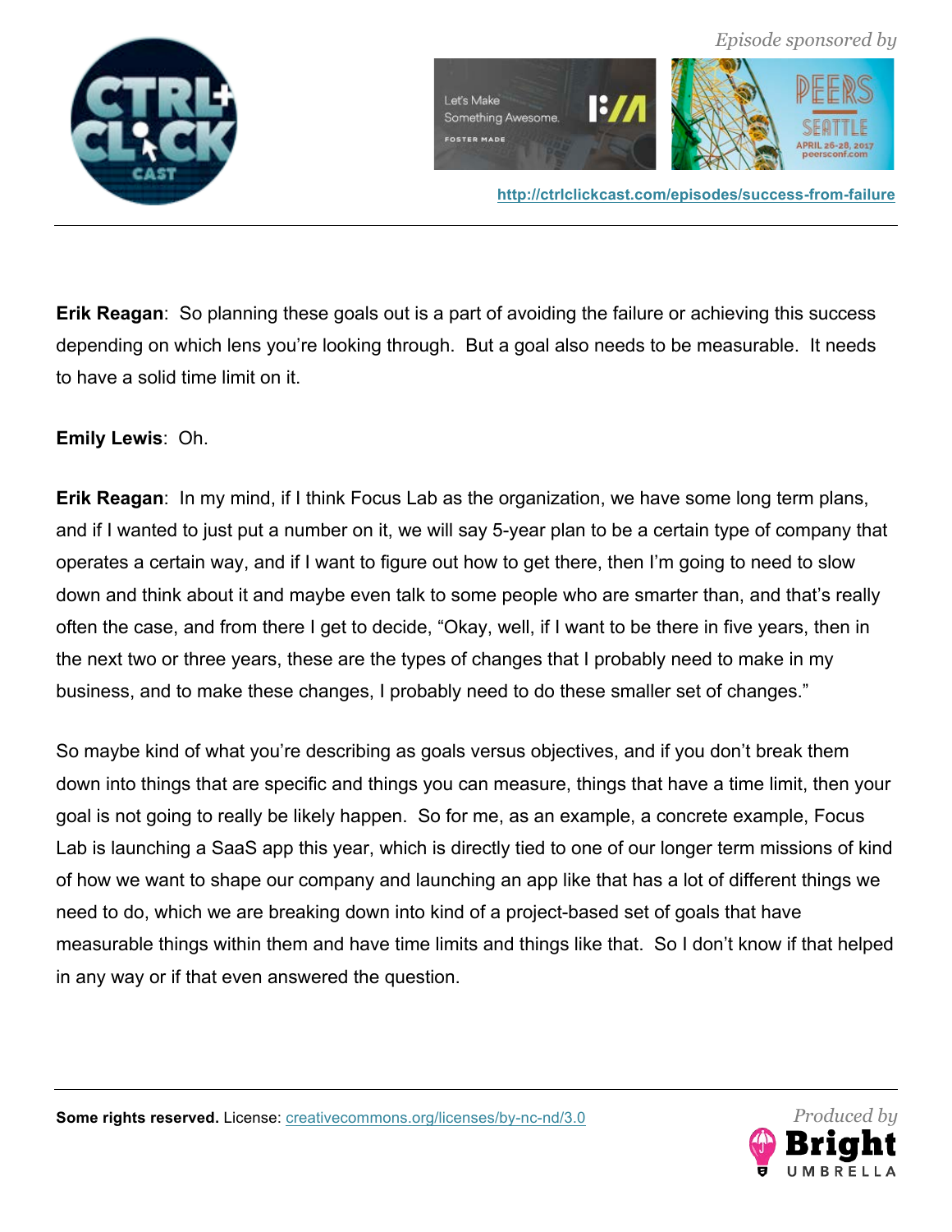**Erik Reagan**: So planning these goals out is a part of avoiding the failure or achieving this success depending on which lens you're looking through. But a goal also needs to be measurable. It needs to have a solid time limit on it.

**Emily Lewis**: Oh.

**Erik Reagan**: In my mind, if I think Focus Lab as the organization, we have some long term plans, and if I wanted to just put a number on it, we will say 5-year plan to be a certain type of company that operates a certain way, and if I want to figure out how to get there, then I'm going to need to slow down and think about it and maybe even talk to some people who are smarter than, and that's really often the case, and from there I get to decide, "Okay, well, if I want to be there in five years, then in the next two or three years, these are the types of changes that I probably need to make in my business, and to make these changes, I probably need to do these smaller set of changes."

So maybe kind of what you're describing as goals versus objectives, and if you don't break them down into things that are specific and things you can measure, things that have a time limit, then your goal is not going to really be likely happen. So for me, as an example, a concrete example, Focus Lab is launching a SaaS app this year, which is directly tied to one of our longer term missions of kind of how we want to shape our company and launching an app like that has a lot of different things we need to do, which we are breaking down into kind of a project-based set of goals that have measurable things within them and have time limits and things like that. So I don't know if that helped in any way or if that even answered the question.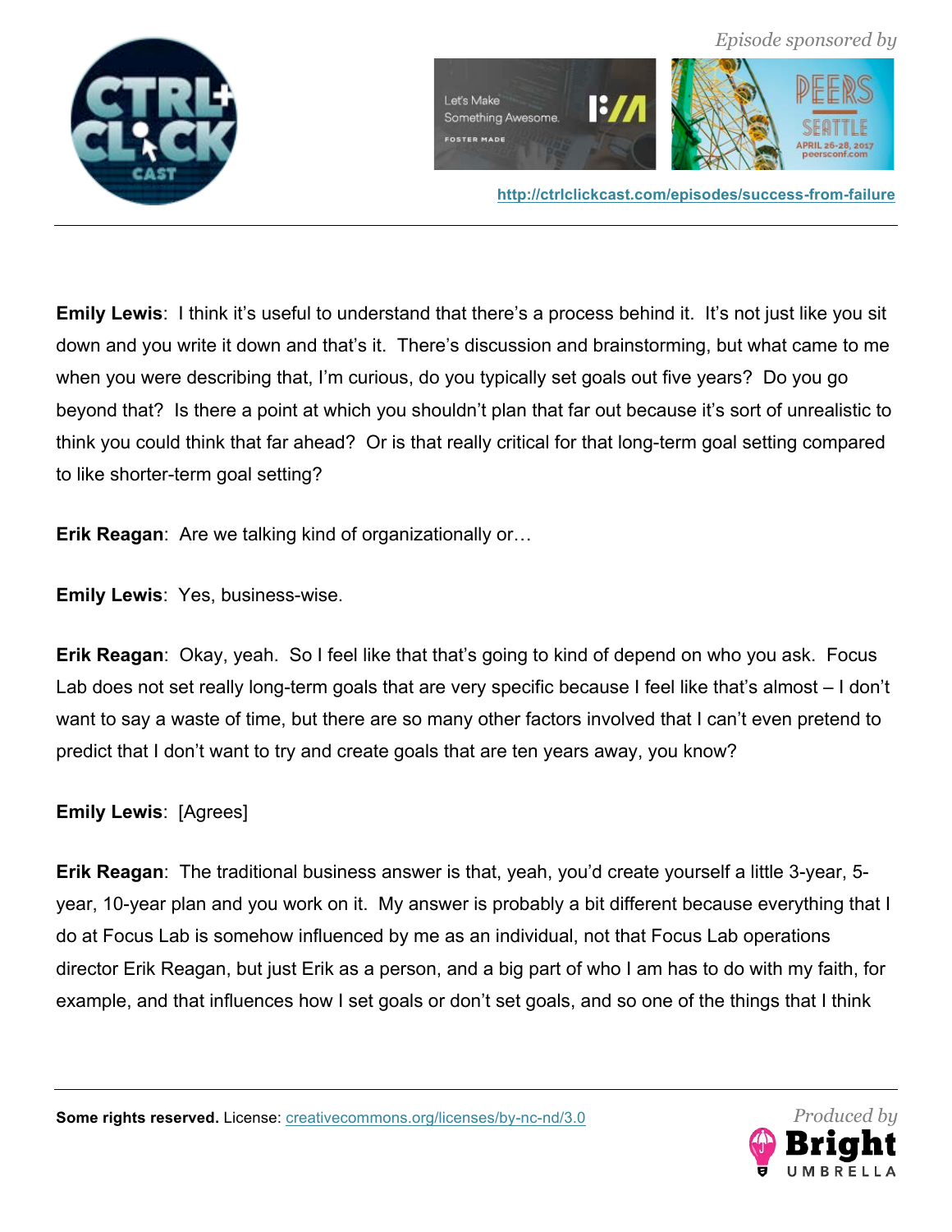**Emily Lewis**: I think it's useful to understand that there's a process behind it. It's not just like you sit down and you write it down and that's it. There's discussion and brainstorming, but what came to me when you were describing that, I'm curious, do you typically set goals out five years? Do you go beyond that? Is there a point at which you shouldn't plan that far out because it's sort of unrealistic to think you could think that far ahead? Or is that really critical for that long-term goal setting compared to like shorter-term goal setting?

**Erik Reagan**: Are we talking kind of organizationally or…

**Emily Lewis**: Yes, business-wise.

**Erik Reagan**: Okay, yeah. So I feel like that that's going to kind of depend on who you ask. Focus Lab does not set really long-term goals that are very specific because I feel like that's almost – I don't want to say a waste of time, but there are so many other factors involved that I can't even pretend to predict that I don't want to try and create goals that are ten years away, you know?

**Emily Lewis**: [Agrees]

**Erik Reagan**: The traditional business answer is that, yeah, you'd create yourself a little 3-year, 5-year, 10-year plan and you work on it. My answer is probably a bit different because everything that I do at Focus Lab is somehow influenced by me as an individual, not that Focus Lab operations director Erik Reagan, but just Erik as a person, and a big part of who I am has to do with my faith, for example, and that influences how I set goals or don't set goals, and so one of the things that I think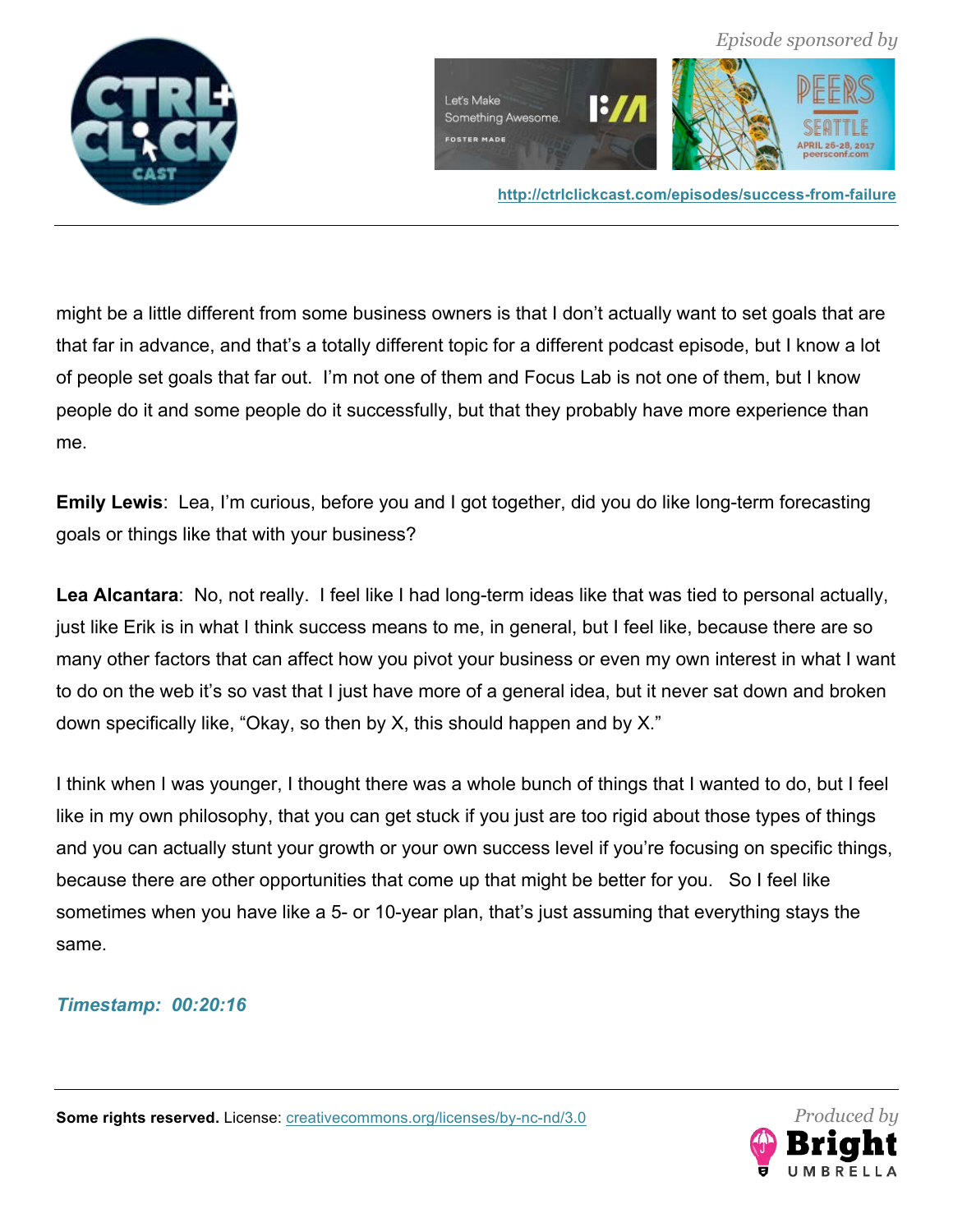might be a little different from some business owners is that I don't actually want to set goals that are that far in advance, and that's a totally different topic for a different podcast episode, but I know a lot of people set goals that far out. I'm not one of them and Focus Lab is not one of them, but I know people do it and some people do it successfully, but that they probably have more experience than me.

**Emily Lewis**: Lea, I'm curious, before you and I got together, did you do like long-term forecasting goals or things like that with your business?

**Lea Alcantara**: No, not really. I feel like I had long-term ideas like that was tied to personal actually, just like Erik is in what I think success means to me, in general, but I feel like, because there are so many other factors that can affect how you pivot your business or even my own interest in what I want to do on the web it's so vast that I just have more of a general idea, but it never sat down and broken down specifically like, "Okay, so then by X, this should happen and by X."

I think when I was younger, I thought there was a whole bunch of things that I wanted to do, but I feel like in my own philosophy, that you can get stuck if you just are too rigid about those types of things and you can actually stunt your growth or your own success level if you're focusing on specific things, because there are other opportunities that come up that might be better for you. So I feel like sometimes when you have like a 5- or 10-year plan, that's just assuming that everything stays the same.

***Timestamp: 00:20:16***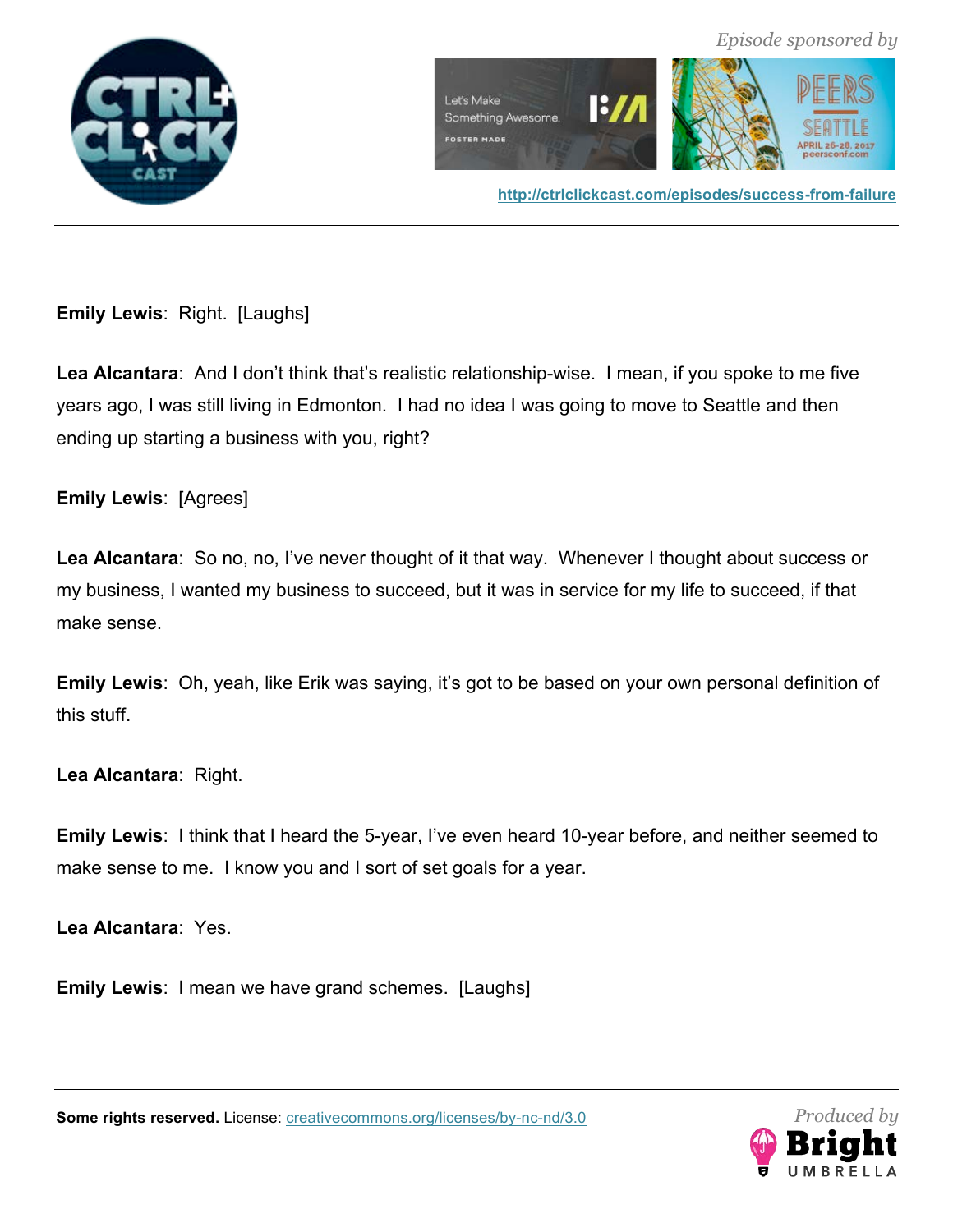**Emily Lewis**: Right. [Laughs]

**Lea Alcantara**: And I don't think that's realistic relationship-wise. I mean, if you spoke to me five years ago, I was still living in Edmonton. I had no idea I was going to move to Seattle and then ending up starting a business with you, right?

**Emily Lewis**: [Agrees]

**Lea Alcantara**: So no, no, I've never thought of it that way. Whenever I thought about success or my business, I wanted my business to succeed, but it was in service for my life to succeed, if that make sense.

**Emily Lewis**: Oh, yeah, like Erik was saying, it's got to be based on your own personal definition of this stuff.

**Lea Alcantara**: Right.

**Emily Lewis**: I think that I heard the 5-year, I've even heard 10-year before, and neither seemed to make sense to me. I know you and I sort of set goals for a year.

**Lea Alcantara**: Yes.

**Emily Lewis**: I mean we have grand schemes. [Laughs]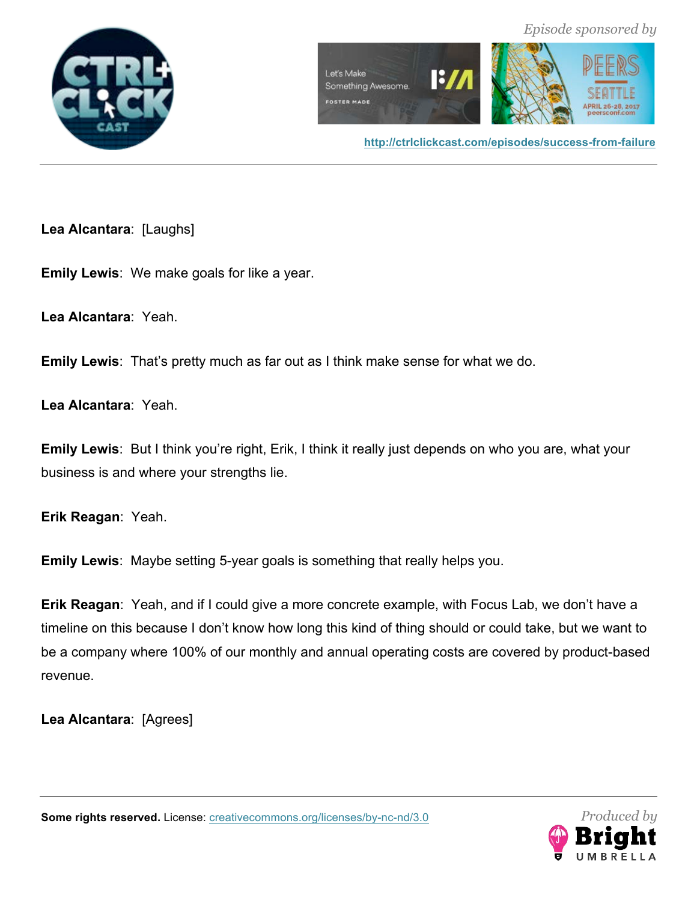**Lea Alcantara**: [Laughs]

**Emily Lewis**: We make goals for like a year.

**Lea Alcantara**: Yeah.

**Emily Lewis**: That's pretty much as far out as I think make sense for what we do.

**Lea Alcantara**: Yeah.

**Emily Lewis**: But I think you're right, Erik, I think it really just depends on who you are, what your business is and where your strengths lie.

**Erik Reagan**: Yeah.

**Emily Lewis**: Maybe setting 5-year goals is something that really helps you.

**Erik Reagan**: Yeah, and if I could give a more concrete example, with Focus Lab, we don't have a timeline on this because I don't know how long this kind of thing should or could take, but we want to be a company where 100% of our monthly and annual operating costs are covered by product-based revenue.

**Lea Alcantara**: [Agrees]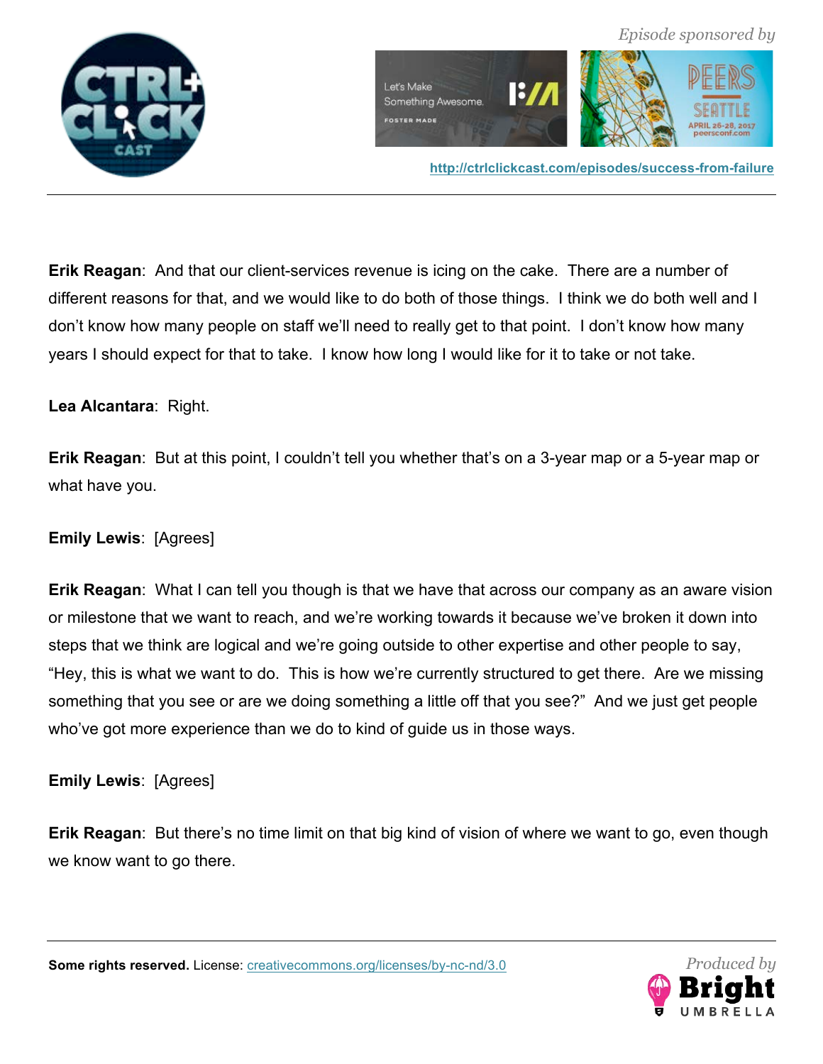**Erik Reagan**: And that our client-services revenue is icing on the cake. There are a number of different reasons for that, and we would like to do both of those things. I think we do both well and I don't know how many people on staff we'll need to really get to that point. I don't know how many years I should expect for that to take. I know how long I would like for it to take or not take.

**Lea Alcantara**: Right.

**Erik Reagan**: But at this point, I couldn't tell you whether that's on a 3-year map or a 5-year map or what have you.

**Emily Lewis**: [Agrees]

**Erik Reagan**: What I can tell you though is that we have that across our company as an aware vision or milestone that we want to reach, and we're working towards it because we've broken it down into steps that we think are logical and we're going outside to other expertise and other people to say, "Hey, this is what we want to do. This is how we're currently structured to get there. Are we missing something that you see or are we doing something a little off that you see?" And we just get people who've got more experience than we do to kind of guide us in those ways.

**Emily Lewis**: [Agrees]

**Erik Reagan**: But there's no time limit on that big kind of vision of where we want to go, even though we know want to go there.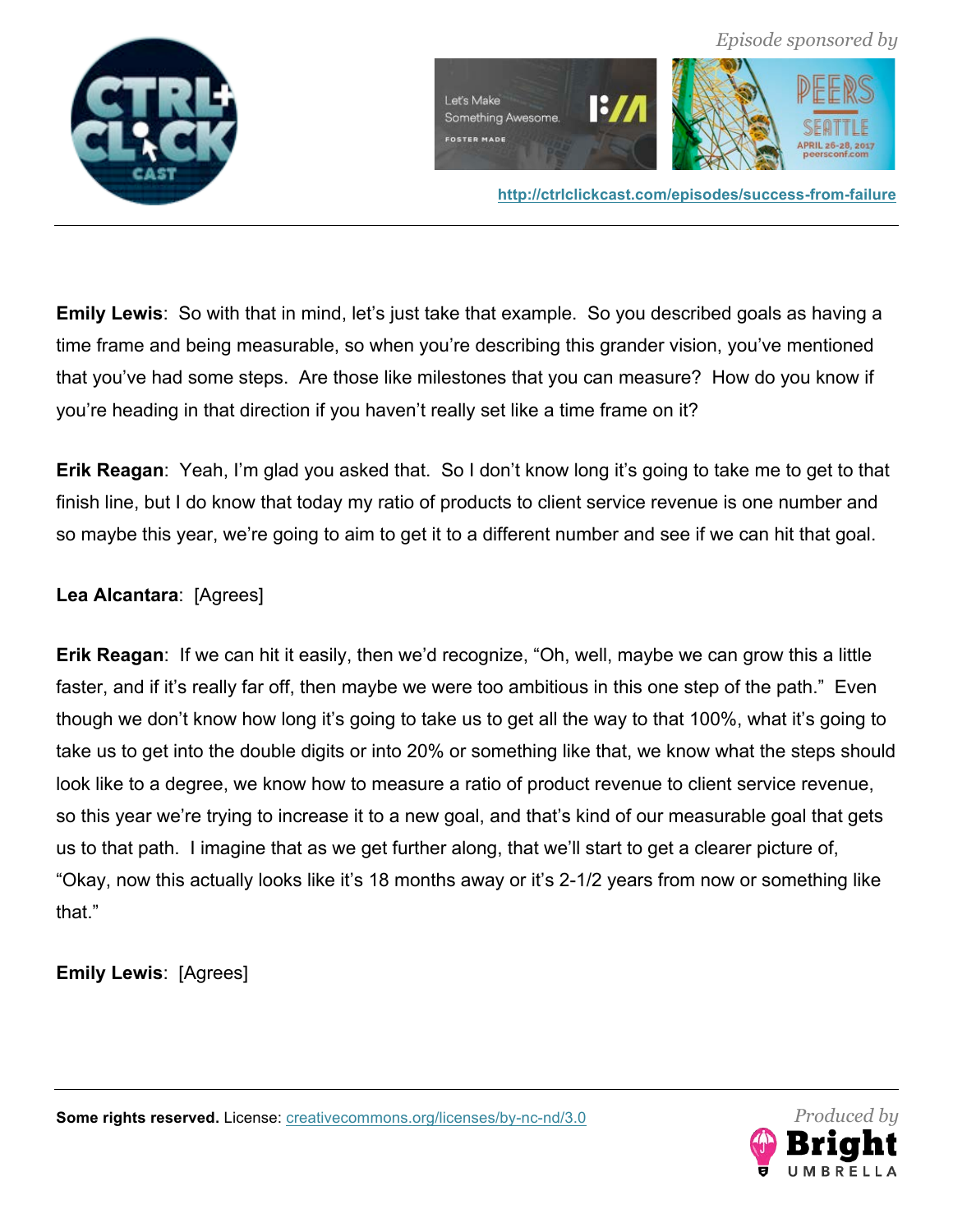**Emily Lewis**: So with that in mind, let's just take that example. So you described goals as having a time frame and being measurable, so when you're describing this grander vision, you've mentioned that you've had some steps. Are those like milestones that you can measure? How do you know if you're heading in that direction if you haven't really set like a time frame on it?

**Erik Reagan**: Yeah, I'm glad you asked that. So I don't know long it's going to take me to get to that finish line, but I do know that today my ratio of products to client service revenue is one number and so maybe this year, we're going to aim to get it to a different number and see if we can hit that goal.

**Lea Alcantara**: [Agrees]

**Erik Reagan**: If we can hit it easily, then we'd recognize, "Oh, well, maybe we can grow this a little faster, and if it's really far off, then maybe we were too ambitious in this one step of the path." Even though we don't know how long it's going to take us to get all the way to that 100%, what it's going to take us to get into the double digits or into 20% or something like that, we know what the steps should look like to a degree, we know how to measure a ratio of product revenue to client service revenue, so this year we're trying to increase it to a new goal, and that's kind of our measurable goal that gets us to that path. I imagine that as we get further along, that we'll start to get a clearer picture of, "Okay, now this actually looks like it's 18 months away or it's 2-1/2 years from now or something like that."

**Emily Lewis**: [Agrees]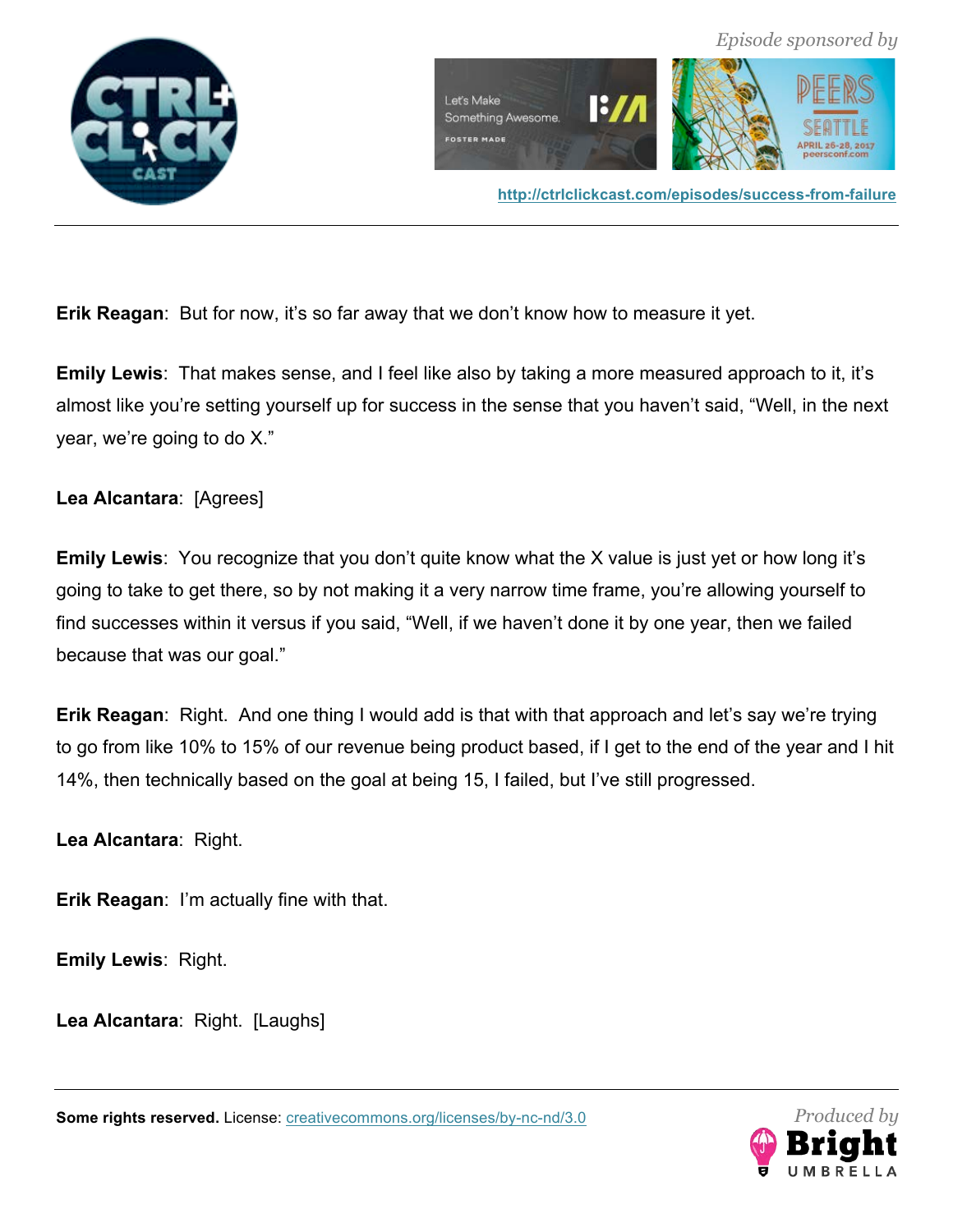**Erik Reagan**: But for now, it's so far away that we don't know how to measure it yet.

**Emily Lewis**: That makes sense, and I feel like also by taking a more measured approach to it, it's almost like you're setting yourself up for success in the sense that you haven't said, "Well, in the next year, we're going to do X."

**Lea Alcantara**: [Agrees]

**Emily Lewis**: You recognize that you don't quite know what the X value is just yet or how long it's going to take to get there, so by not making it a very narrow time frame, you're allowing yourself to find successes within it versus if you said, "Well, if we haven't done it by one year, then we failed because that was our goal."

**Erik Reagan**: Right. And one thing I would add is that with that approach and let's say we're trying to go from like 10% to 15% of our revenue being product based, if I get to the end of the year and I hit 14%, then technically based on the goal at being 15, I failed, but I've still progressed.

**Lea Alcantara**: Right.

**Erik Reagan**: I'm actually fine with that.

**Emily Lewis**: Right.

**Lea Alcantara**: Right. [Laughs]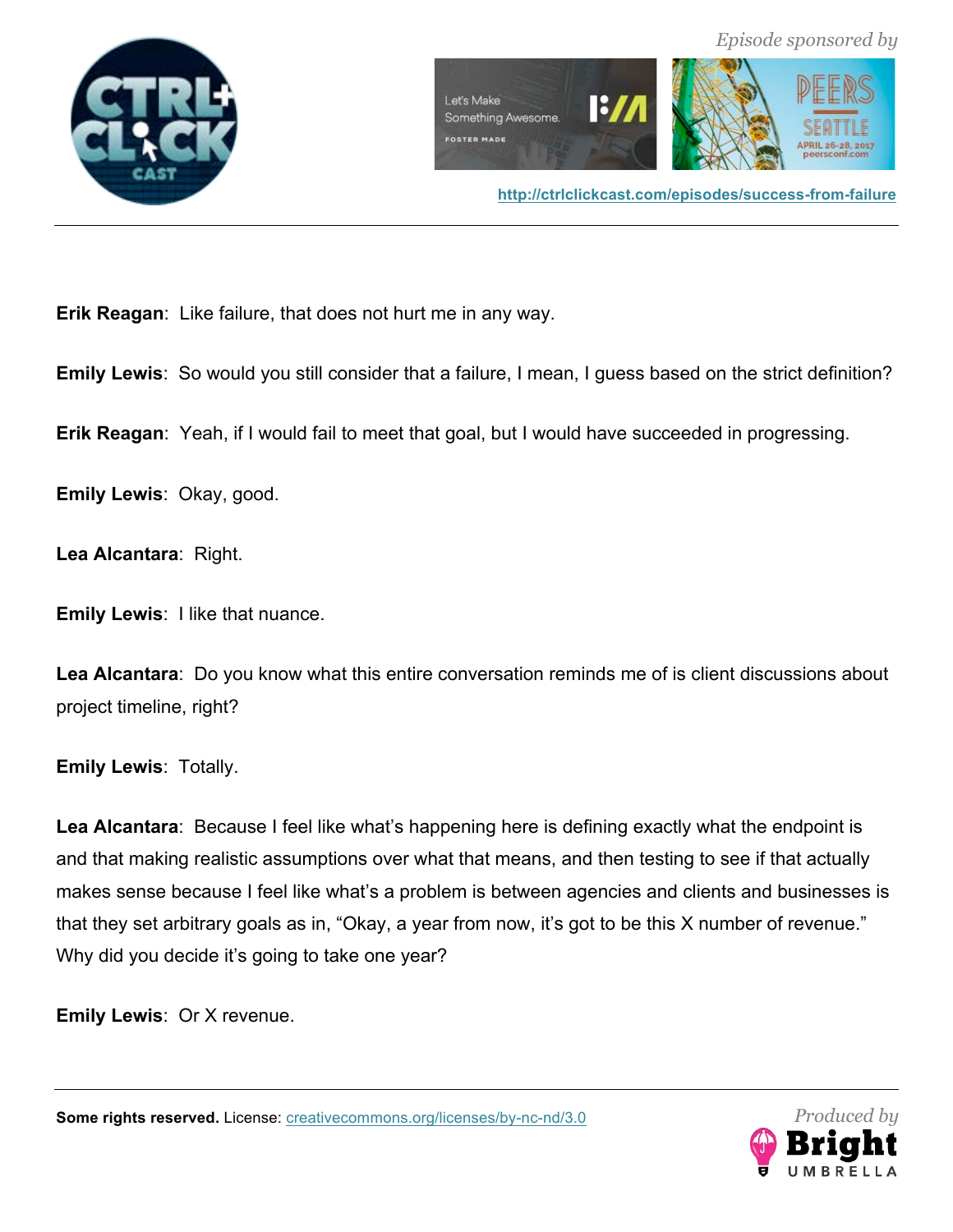**Erik Reagan**: Like failure, that does not hurt me in any way.

**Emily Lewis**: So would you still consider that a failure, I mean, I guess based on the strict definition?

**Erik Reagan**: Yeah, if I would fail to meet that goal, but I would have succeeded in progressing.

**Emily Lewis**: Okay, good.

**Lea Alcantara**: Right.

**Emily Lewis**: I like that nuance.

**Lea Alcantara**: Do you know what this entire conversation reminds me of is client discussions about project timeline, right?

**Emily Lewis**: Totally.

**Lea Alcantara**: Because I feel like what's happening here is defining exactly what the endpoint is and that making realistic assumptions over what that means, and then testing to see if that actually makes sense because I feel like what's a problem is between agencies and clients and businesses is that they set arbitrary goals as in, "Okay, a year from now, it's got to be this X number of revenue." Why did you decide it's going to take one year?

**Emily Lewis**: Or X revenue.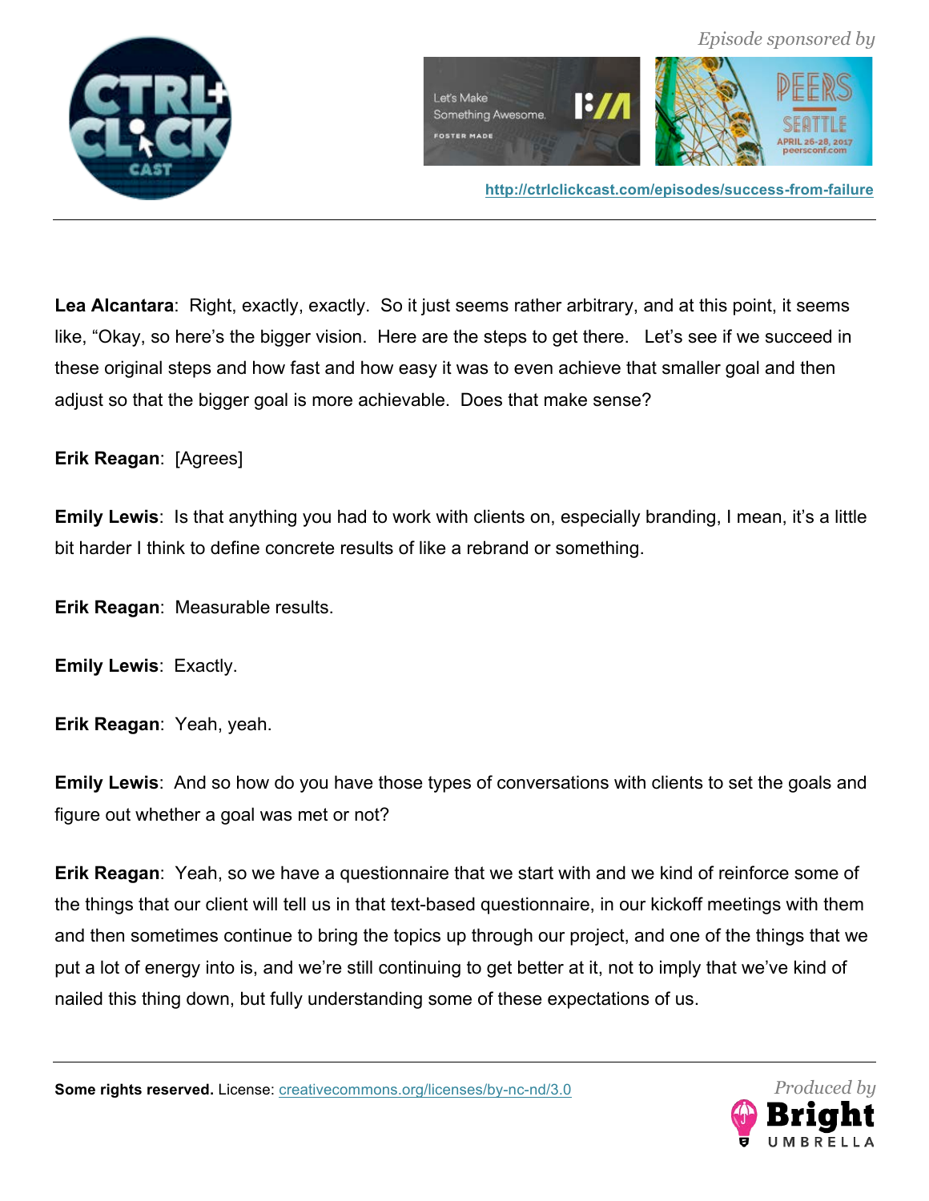**Lea Alcantara**: Right, exactly, exactly. So it just seems rather arbitrary, and at this point, it seems like, "Okay, so here's the bigger vision. Here are the steps to get there. Let's see if we succeed in these original steps and how fast and how easy it was to even achieve that smaller goal and then adjust so that the bigger goal is more achievable. Does that make sense?

**Erik Reagan**: [Agrees]

**Emily Lewis**: Is that anything you had to work with clients on, especially branding, I mean, it's a little bit harder I think to define concrete results of like a rebrand or something.

**Erik Reagan**: Measurable results.

**Emily Lewis**: Exactly.

**Erik Reagan**: Yeah, yeah.

**Emily Lewis**: And so how do you have those types of conversations with clients to set the goals and figure out whether a goal was met or not?

**Erik Reagan**: Yeah, so we have a questionnaire that we start with and we kind of reinforce some of the things that our client will tell us in that text-based questionnaire, in our kickoff meetings with them and then sometimes continue to bring the topics up through our project, and one of the things that we put a lot of energy into is, and we're still continuing to get better at it, not to imply that we've kind of nailed this thing down, but fully understanding some of these expectations of us.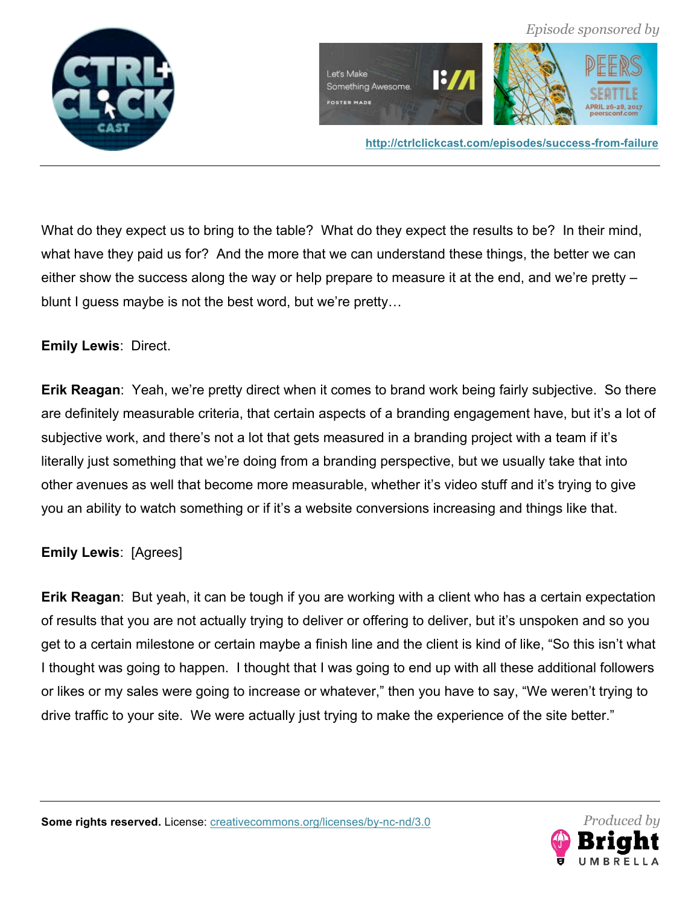What do they expect us to bring to the table? What do they expect the results to be? In their mind, what have they paid us for? And the more that we can understand these things, the better we can either show the success along the way or help prepare to measure it at the end, and we're pretty – blunt I guess maybe is not the best word, but we're pretty…

**Emily Lewis**: Direct.

**Erik Reagan**: Yeah, we're pretty direct when it comes to brand work being fairly subjective. So there are definitely measurable criteria, that certain aspects of a branding engagement have, but it's a lot of subjective work, and there's not a lot that gets measured in a branding project with a team if it's literally just something that we're doing from a branding perspective, but we usually take that into other avenues as well that become more measurable, whether it's video stuff and it's trying to give you an ability to watch something or if it's a website conversions increasing and things like that.

**Emily Lewis**: [Agrees]

**Erik Reagan**: But yeah, it can be tough if you are working with a client who has a certain expectation of results that you are not actually trying to deliver or offering to deliver, but it's unspoken and so you get to a certain milestone or certain maybe a finish line and the client is kind of like, "So this isn't what I thought was going to happen. I thought that I was going to end up with all these additional followers or likes or my sales were going to increase or whatever," then you have to say, "We weren't trying to drive traffic to your site. We were actually just trying to make the experience of the site better."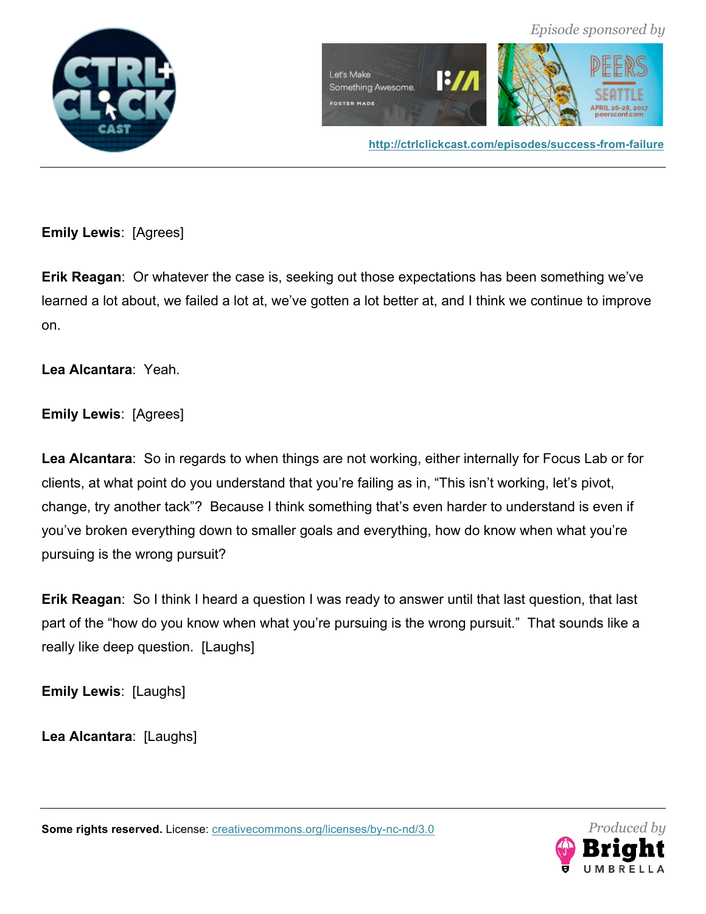**Emily Lewis**: [Agrees]

**Erik Reagan**: Or whatever the case is, seeking out those expectations has been something we've learned a lot about, we failed a lot at, we've gotten a lot better at, and I think we continue to improve on.

**Lea Alcantara**: Yeah.

**Emily Lewis**: [Agrees]

**Lea Alcantara**: So in regards to when things are not working, either internally for Focus Lab or for clients, at what point do you understand that you're failing as in, "This isn't working, let's pivot, change, try another tack"? Because I think something that's even harder to understand is even if you've broken everything down to smaller goals and everything, how do know when what you're pursuing is the wrong pursuit?

**Erik Reagan**: So I think I heard a question I was ready to answer until that last question, that last part of the "how do you know when what you're pursuing is the wrong pursuit." That sounds like a really like deep question. [Laughs]

**Emily Lewis**: [Laughs]

**Lea Alcantara**: [Laughs]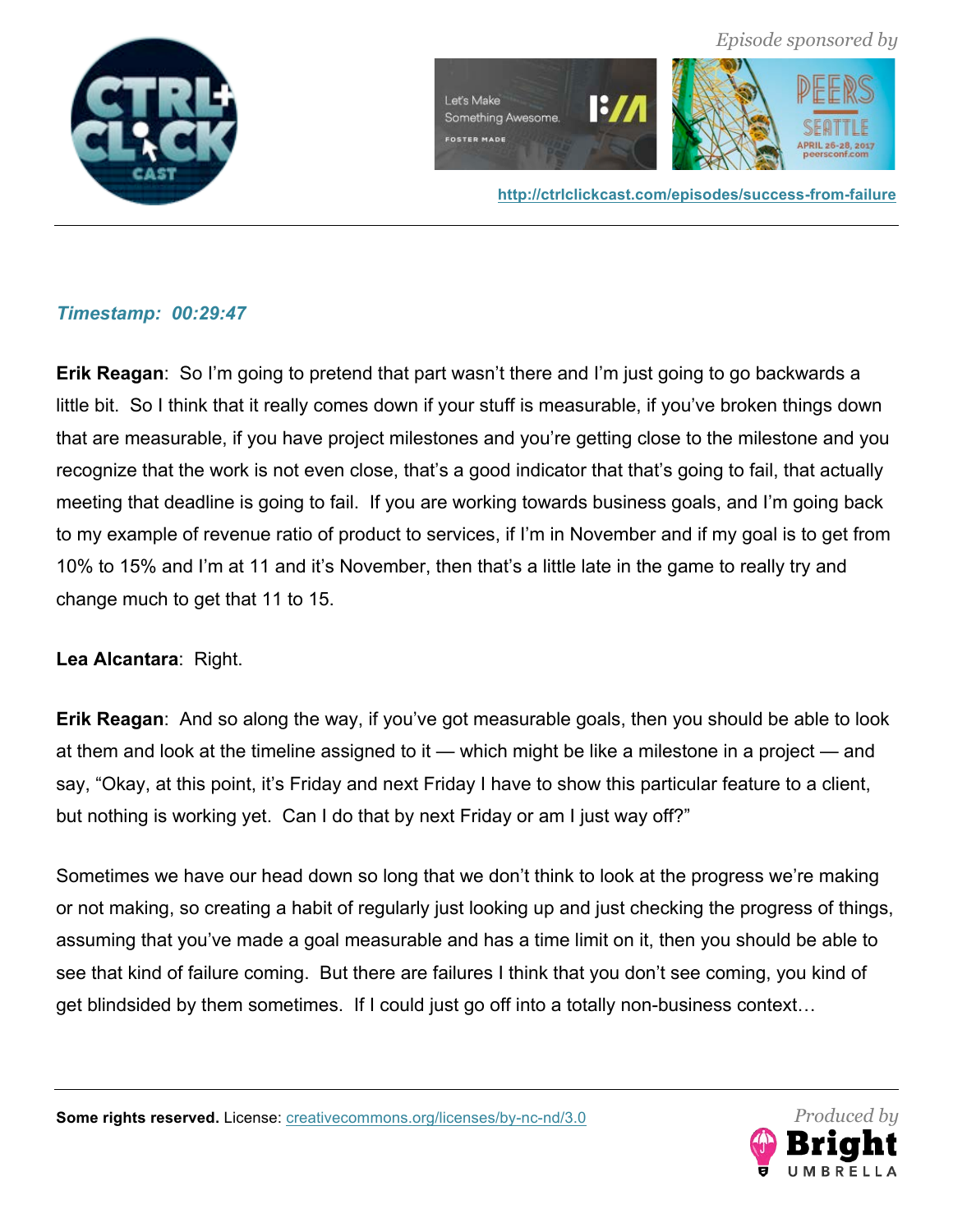*Timestamp: 00:29:47*

**Erik Reagan**: So I'm going to pretend that part wasn't there and I'm just going to go backwards a little bit. So I think that it really comes down if your stuff is measurable, if you've broken things down that are measurable, if you have project milestones and you're getting close to the milestone and you recognize that the work is not even close, that's a good indicator that that's going to fail, that actually meeting that deadline is going to fail. If you are working towards business goals, and I'm going back to my example of revenue ratio of product to services, if I'm in November and if my goal is to get from 10% to 15% and I'm at 11 and it's November, then that's a little late in the game to really try and change much to get that 11 to 15.

**Lea Alcantara**: Right.

**Erik Reagan**: And so along the way, if you've got measurable goals, then you should be able to look at them and look at the timeline assigned to it — which might be like a milestone in a project — and say, "Okay, at this point, it's Friday and next Friday I have to show this particular feature to a client, but nothing is working yet. Can I do that by next Friday or am I just way off?"

Sometimes we have our head down so long that we don't think to look at the progress we're making or not making, so creating a habit of regularly just looking up and just checking the progress of things, assuming that you've made a goal measurable and has a time limit on it, then you should be able to see that kind of failure coming. But there are failures I think that you don't see coming, you kind of get blindsided by them sometimes. If I could just go off into a totally non-business context…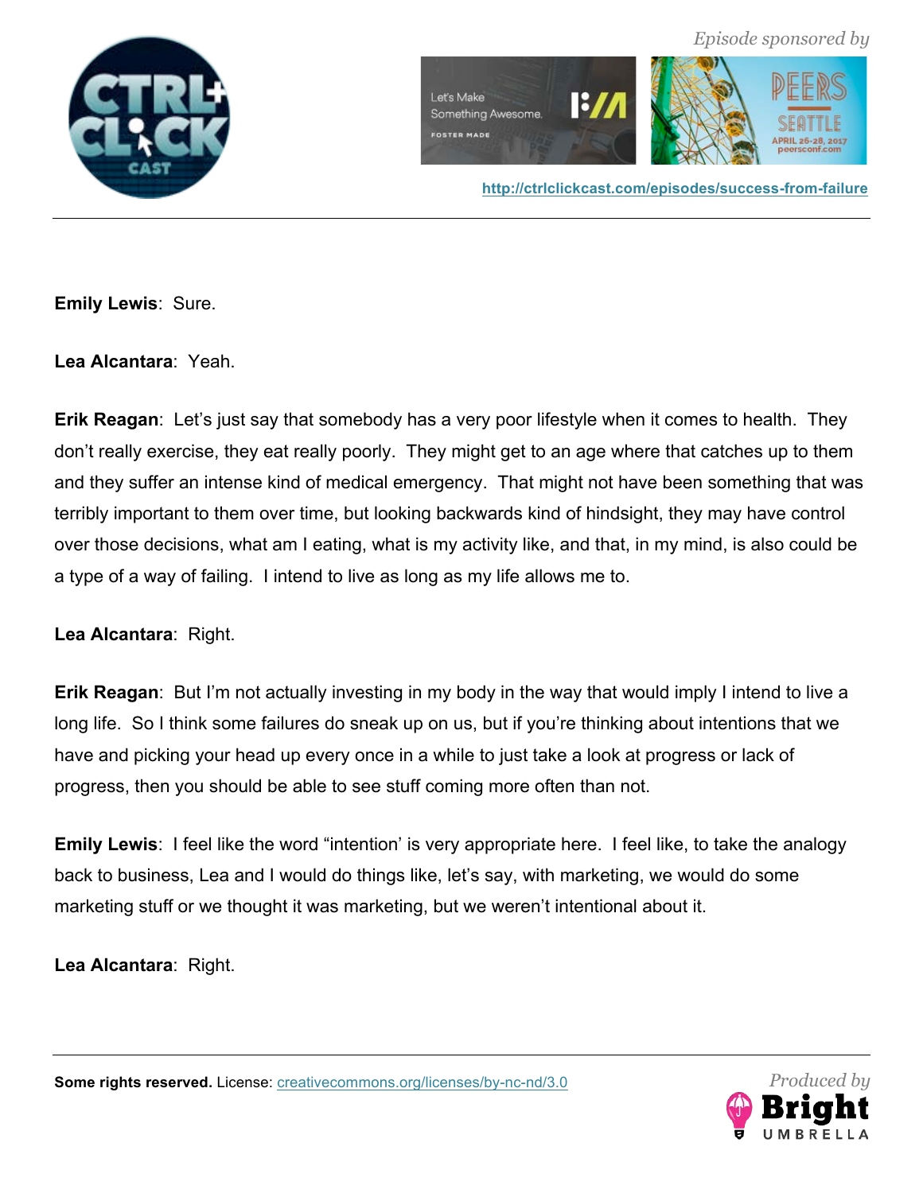**Emily Lewis**: Sure.

**Lea Alcantara**: Yeah.

**Erik Reagan**: Let's just say that somebody has a very poor lifestyle when it comes to health. They don't really exercise, they eat really poorly. They might get to an age where that catches up to them and they suffer an intense kind of medical emergency. That might not have been something that was terribly important to them over time, but looking backwards kind of hindsight, they may have control over those decisions, what am I eating, what is my activity like, and that, in my mind, is also could be a type of a way of failing. I intend to live as long as my life allows me to.

**Lea Alcantara**: Right.

**Erik Reagan**: But I'm not actually investing in my body in the way that would imply I intend to live a long life. So I think some failures do sneak up on us, but if you're thinking about intentions that we have and picking your head up every once in a while to just take a look at progress or lack of progress, then you should be able to see stuff coming more often than not.

**Emily Lewis**: I feel like the word "intention' is very appropriate here. I feel like, to take the analogy back to business, Lea and I would do things like, let's say, with marketing, we would do some marketing stuff or we thought it was marketing, but we weren't intentional about it.

**Lea Alcantara**: Right.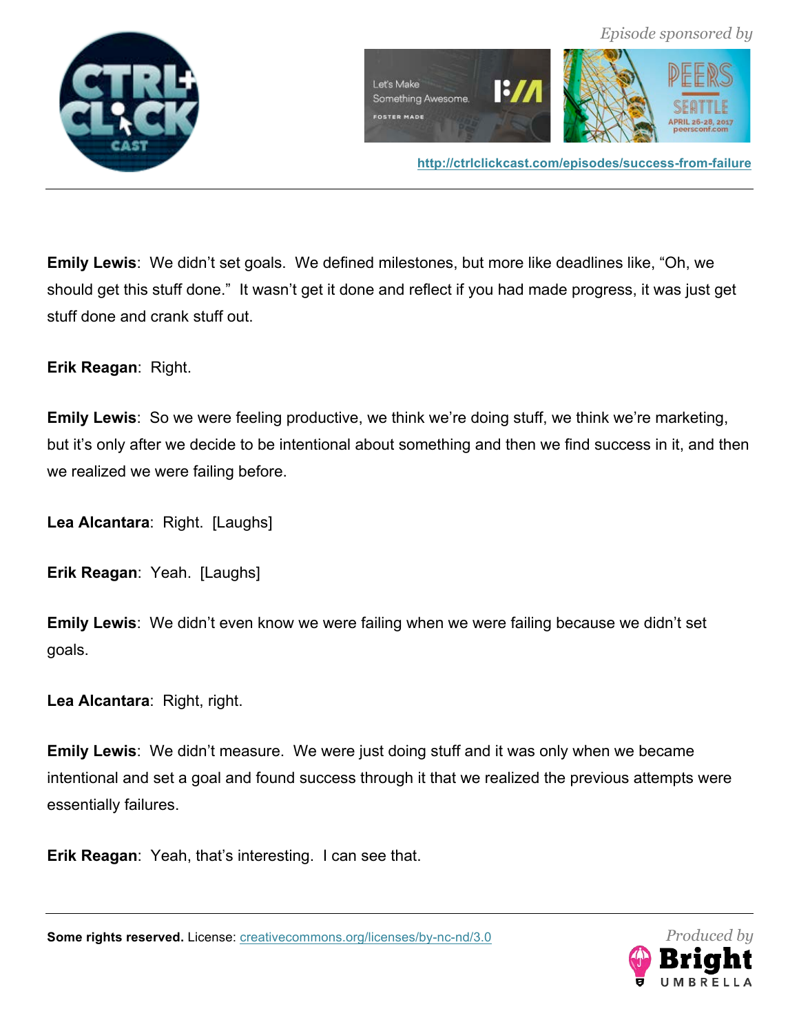**Emily Lewis**: We didn't set goals. We defined milestones, but more like deadlines like, "Oh, we should get this stuff done." It wasn't get it done and reflect if you had made progress, it was just get stuff done and crank stuff out.

**Erik Reagan**: Right.

**Emily Lewis**: So we were feeling productive, we think we're doing stuff, we think we're marketing, but it's only after we decide to be intentional about something and then we find success in it, and then we realized we were failing before.

**Lea Alcantara**: Right. [Laughs]

**Erik Reagan**: Yeah. [Laughs]

**Emily Lewis**: We didn't even know we were failing when we were failing because we didn't set goals.

**Lea Alcantara**: Right, right.

**Emily Lewis**: We didn't measure. We were just doing stuff and it was only when we became intentional and set a goal and found success through it that we realized the previous attempts were essentially failures.

**Erik Reagan**: Yeah, that's interesting. I can see that.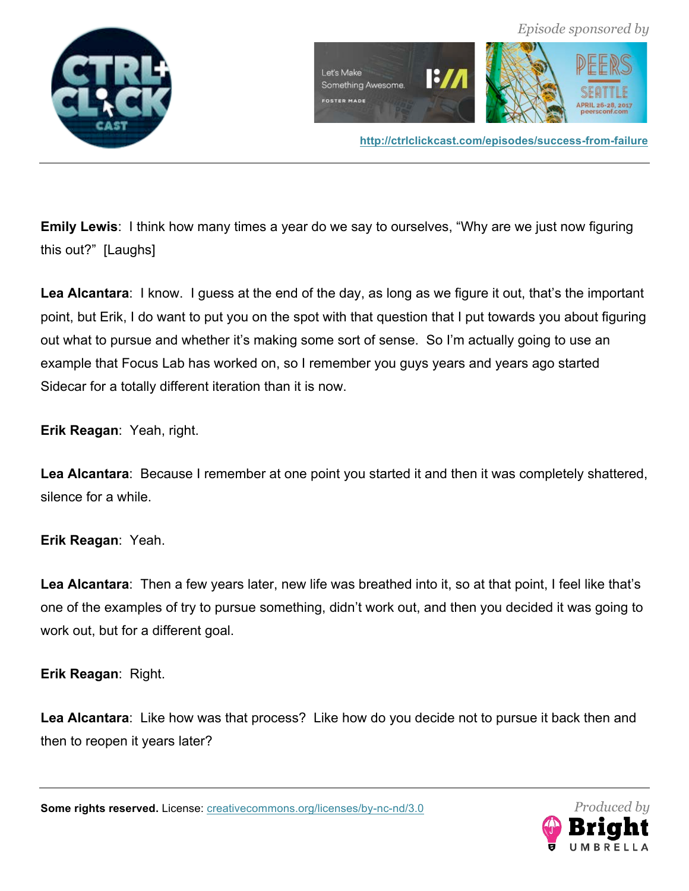**Emily Lewis**: I think how many times a year do we say to ourselves, "Why are we just now figuring this out?" [Laughs]

**Lea Alcantara**: I know. I guess at the end of the day, as long as we figure it out, that's the important point, but Erik, I do want to put you on the spot with that question that I put towards you about figuring out what to pursue and whether it's making some sort of sense. So I'm actually going to use an example that Focus Lab has worked on, so I remember you guys years and years ago started Sidecar for a totally different iteration than it is now.

**Erik Reagan**: Yeah, right.

**Lea Alcantara**: Because I remember at one point you started it and then it was completely shattered, silence for a while.

**Erik Reagan**: Yeah.

**Lea Alcantara**: Then a few years later, new life was breathed into it, so at that point, I feel like that's one of the examples of try to pursue something, didn't work out, and then you decided it was going to work out, but for a different goal.

**Erik Reagan**: Right.

**Lea Alcantara**: Like how was that process? Like how do you decide not to pursue it back then and then to reopen it years later?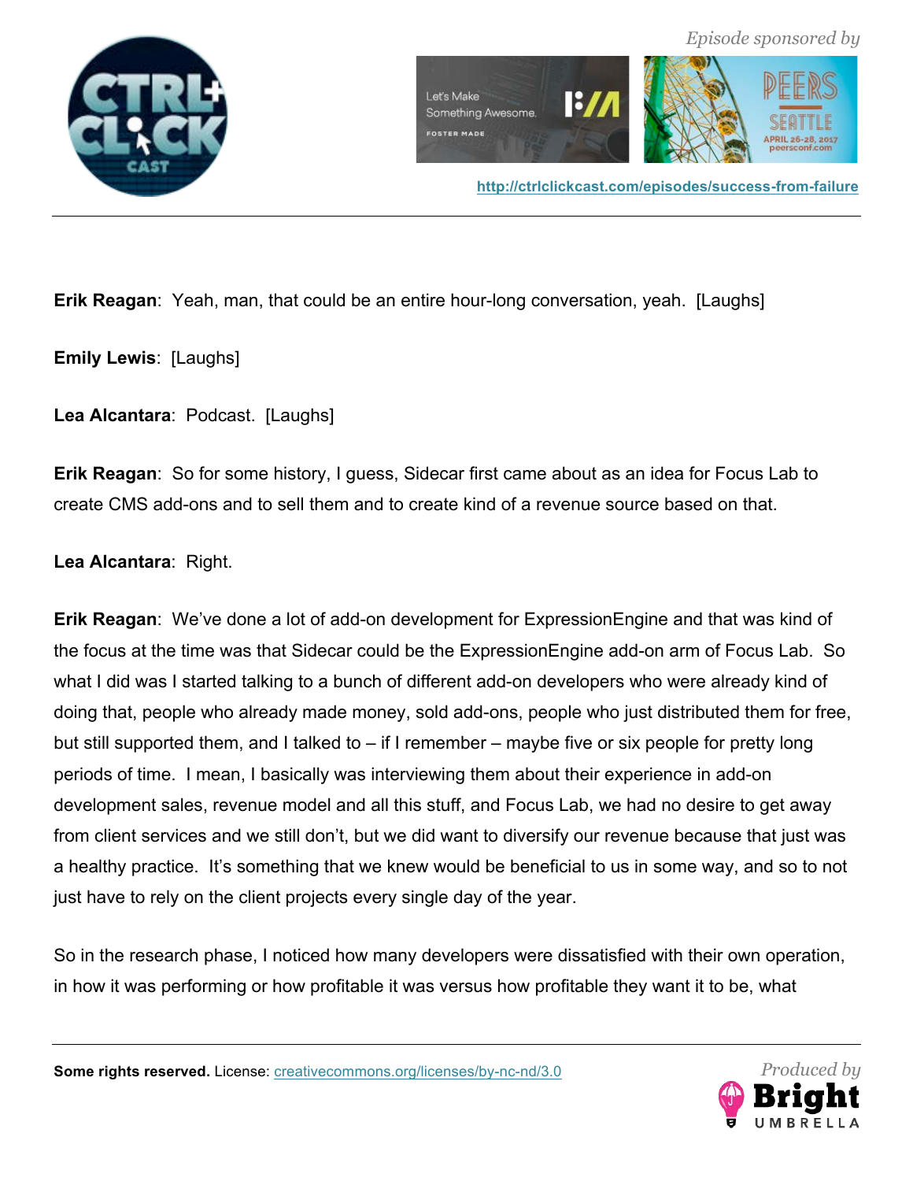**Erik Reagan**: Yeah, man, that could be an entire hour-long conversation, yeah. [Laughs]

**Emily Lewis**: [Laughs]

**Lea Alcantara**: Podcast. [Laughs]

**Erik Reagan**: So for some history, I guess, Sidecar first came about as an idea for Focus Lab to create CMS add-ons and to sell them and to create kind of a revenue source based on that.

**Lea Alcantara**: Right.

**Erik Reagan**: We've done a lot of add-on development for ExpressionEngine and that was kind of the focus at the time was that Sidecar could be the ExpressionEngine add-on arm of Focus Lab. So what I did was I started talking to a bunch of different add-on developers who were already kind of doing that, people who already made money, sold add-ons, people who just distributed them for free, but still supported them, and I talked to – if I remember – maybe five or six people for pretty long periods of time. I mean, I basically was interviewing them about their experience in add-on development sales, revenue model and all this stuff, and Focus Lab, we had no desire to get away from client services and we still don't, but we did want to diversify our revenue because that just was a healthy practice. It's something that we knew would be beneficial to us in some way, and so to not just have to rely on the client projects every single day of the year.

So in the research phase, I noticed how many developers were dissatisfied with their own operation, in how it was performing or how profitable it was versus how profitable they want it to be, what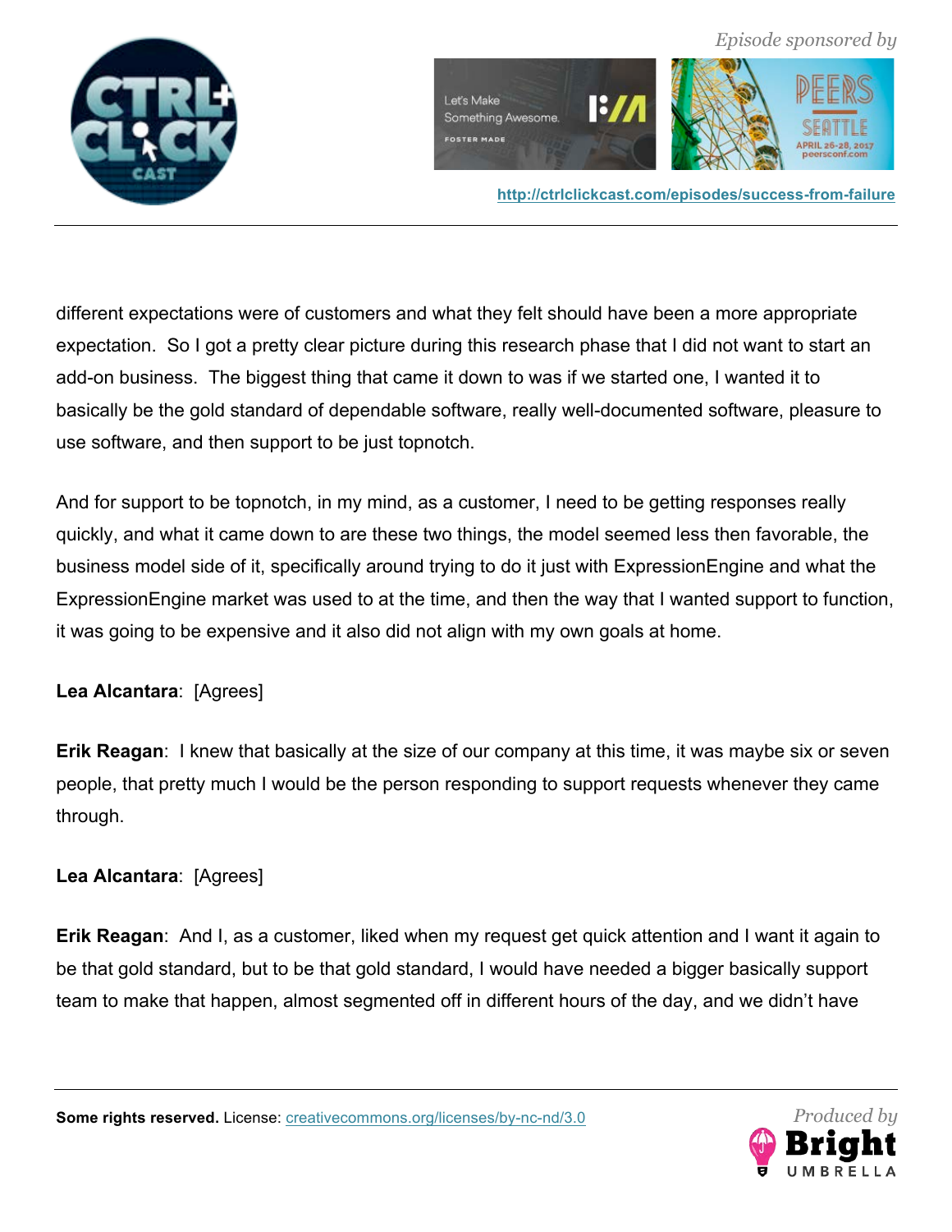different expectations were of customers and what they felt should have been a more appropriate expectation.  So I got a pretty clear picture during this research phase that I did not want to start an add-on business.  The biggest thing that came it down to was if we started one, I wanted it to basically be the gold standard of dependable software, really well-documented software, pleasure to use software, and then support to be just topnotch.

And for support to be topnotch, in my mind, as a customer, I need to be getting responses really quickly, and what it came down to are these two things, the model seemed less then favorable, the business model side of it, specifically around trying to do it just with ExpressionEngine and what the ExpressionEngine market was used to at the time, and then the way that I wanted support to function, it was going to be expensive and it also did not align with my own goals at home.

**Lea Alcantara**:  [Agrees]

**Erik Reagan**:  I knew that basically at the size of our company at this time, it was maybe six or seven people, that pretty much I would be the person responding to support requests whenever they came through.

**Lea Alcantara**:  [Agrees]

**Erik Reagan**:  And I, as a customer, liked when my request get quick attention and I want it again to be that gold standard, but to be that gold standard, I would have needed a bigger basically support team to make that happen, almost segmented off in different hours of the day, and we didn't have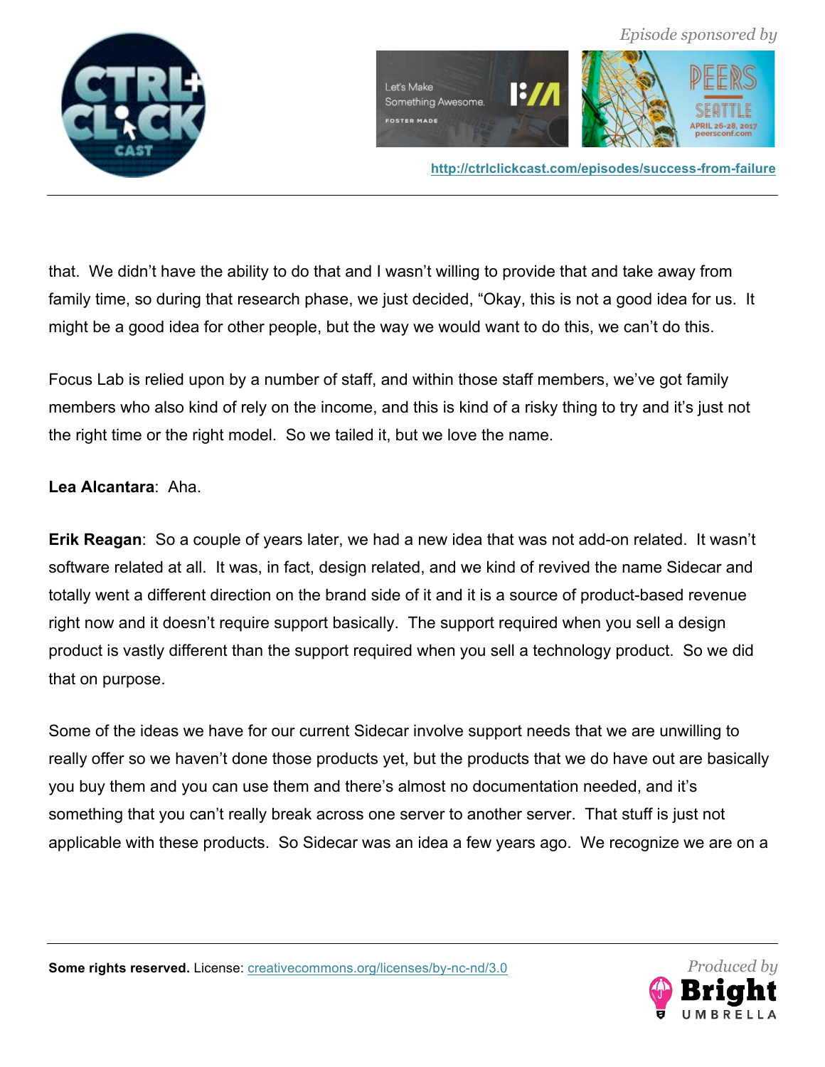that. We didn't have the ability to do that and I wasn't willing to provide that and take away from family time, so during that research phase, we just decided, "Okay, this is not a good idea for us. It might be a good idea for other people, but the way we would want to do this, we can't do this.

Focus Lab is relied upon by a number of staff, and within those staff members, we've got family members who also kind of rely on the income, and this is kind of a risky thing to try and it's just not the right time or the right model. So we tailed it, but we love the name.

**Lea Alcantara**: Aha.

**Erik Reagan**: So a couple of years later, we had a new idea that was not add-on related. It wasn't software related at all. It was, in fact, design related, and we kind of revived the name Sidecar and totally went a different direction on the brand side of it and it is a source of product-based revenue right now and it doesn't require support basically. The support required when you sell a design product is vastly different than the support required when you sell a technology product. So we did that on purpose.

Some of the ideas we have for our current Sidecar involve support needs that we are unwilling to really offer so we haven't done those products yet, but the products that we do have out are basically you buy them and you can use them and there's almost no documentation needed, and it's something that you can't really break across one server to another server. That stuff is just not applicable with these products. So Sidecar was an idea a few years ago. We recognize we are on a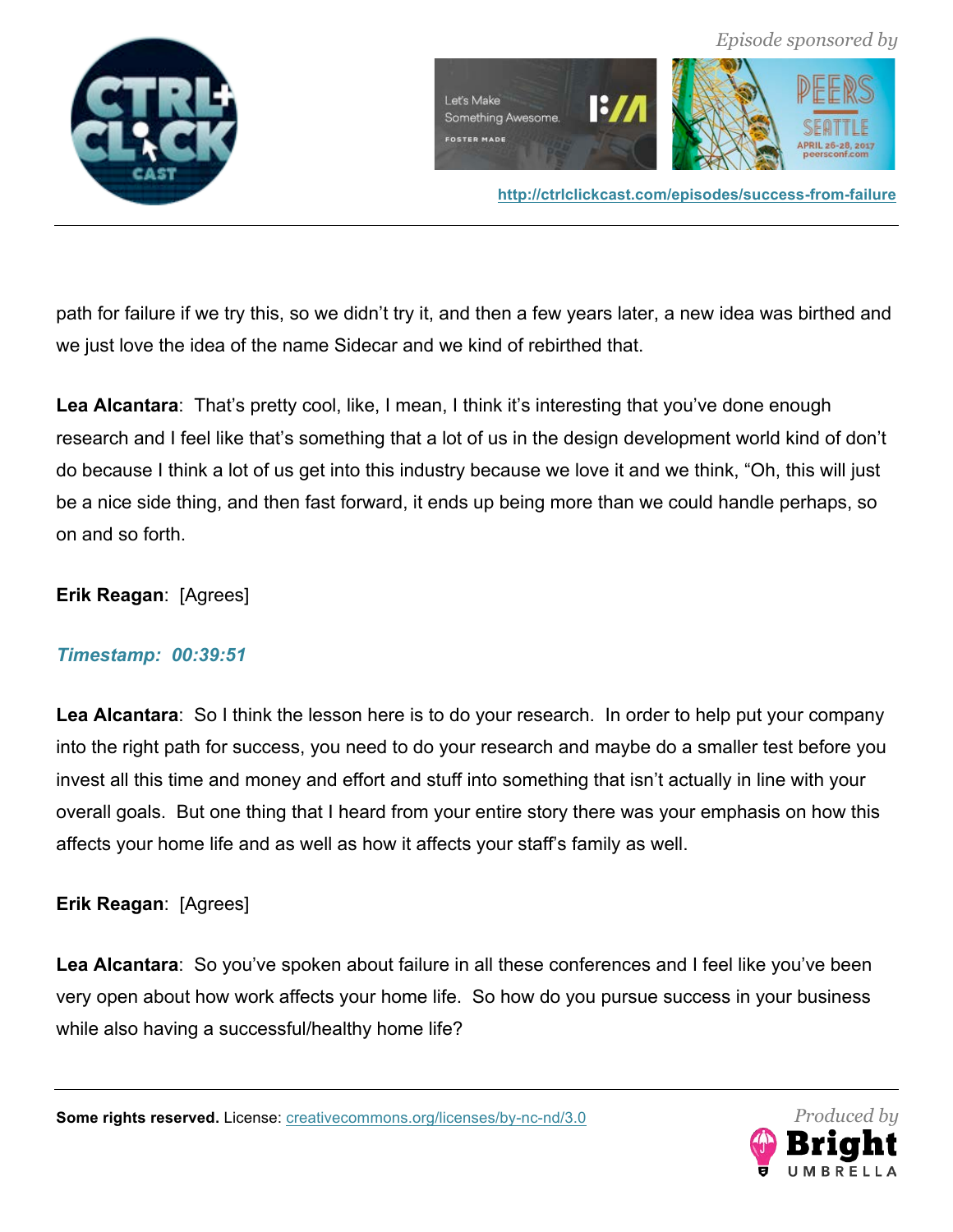path for failure if we try this, so we didn't try it, and then a few years later, a new idea was birthed and we just love the idea of the name Sidecar and we kind of rebirthed that.

**Lea Alcantara**: That's pretty cool, like, I mean, I think it's interesting that you've done enough research and I feel like that's something that a lot of us in the design development world kind of don't do because I think a lot of us get into this industry because we love it and we think, "Oh, this will just be a nice side thing, and then fast forward, it ends up being more than we could handle perhaps, so on and so forth.

**Erik Reagan**: [Agrees]

***Timestamp: 00:39:51***

**Lea Alcantara**: So I think the lesson here is to do your research. In order to help put your company into the right path for success, you need to do your research and maybe do a smaller test before you invest all this time and money and effort and stuff into something that isn't actually in line with your overall goals. But one thing that I heard from your entire story there was your emphasis on how this affects your home life and as well as how it affects your staff's family as well.

**Erik Reagan**: [Agrees]

**Lea Alcantara**: So you've spoken about failure in all these conferences and I feel like you've been very open about how work affects your home life. So how do you pursue success in your business while also having a successful/healthy home life?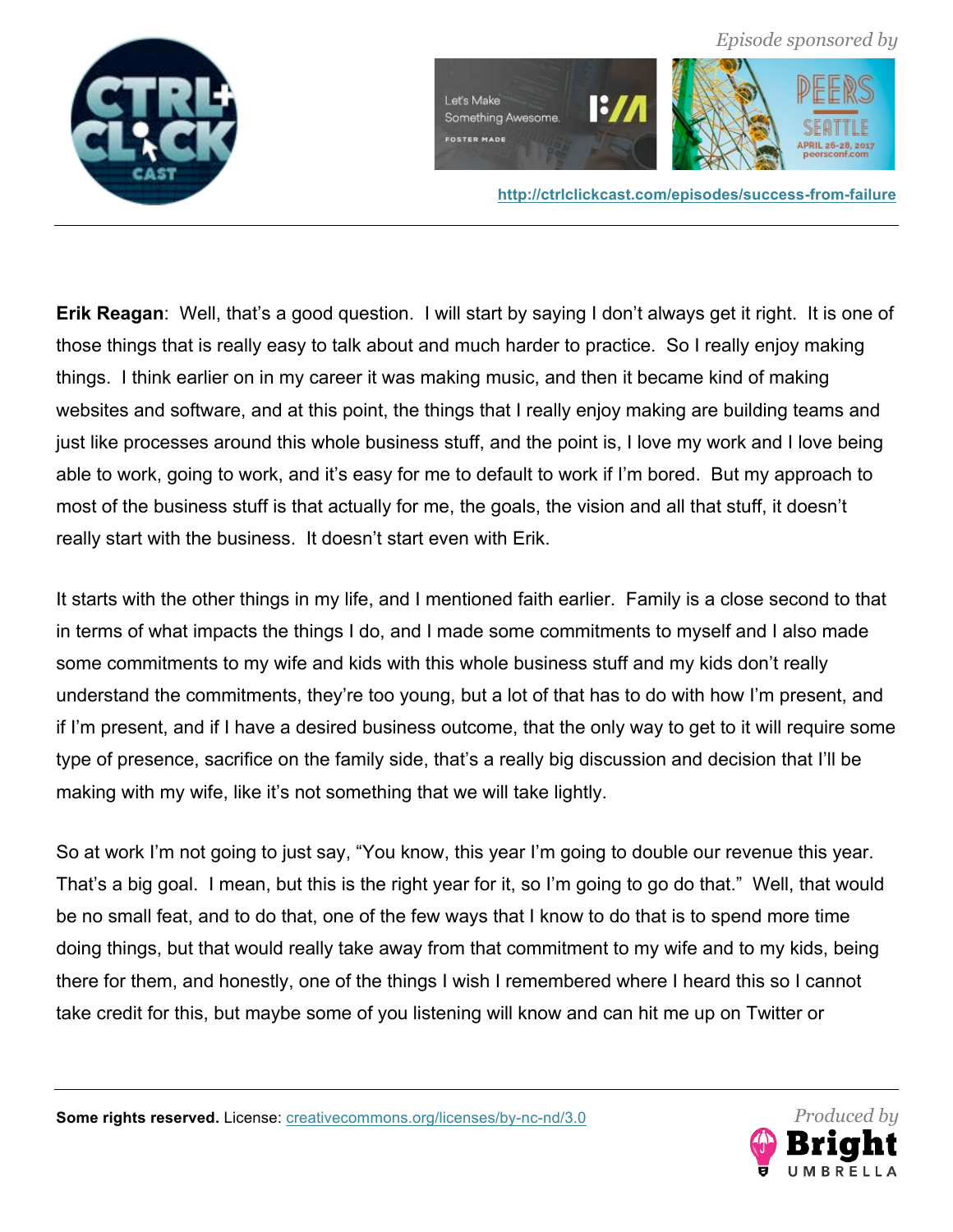**Erik Reagan**: Well, that's a good question. I will start by saying I don't always get it right. It is one of those things that is really easy to talk about and much harder to practice. So I really enjoy making things. I think earlier on in my career it was making music, and then it became kind of making websites and software, and at this point, the things that I really enjoy making are building teams and just like processes around this whole business stuff, and the point is, I love my work and I love being able to work, going to work, and it's easy for me to default to work if I'm bored. But my approach to most of the business stuff is that actually for me, the goals, the vision and all that stuff, it doesn't really start with the business. It doesn't start even with Erik.

It starts with the other things in my life, and I mentioned faith earlier. Family is a close second to that in terms of what impacts the things I do, and I made some commitments to myself and I also made some commitments to my wife and kids with this whole business stuff and my kids don't really understand the commitments, they're too young, but a lot of that has to do with how I'm present, and if I'm present, and if I have a desired business outcome, that the only way to get to it will require some type of presence, sacrifice on the family side, that's a really big discussion and decision that I'll be making with my wife, like it's not something that we will take lightly.

So at work I'm not going to just say, "You know, this year I'm going to double our revenue this year. That's a big goal. I mean, but this is the right year for it, so I'm going to go do that." Well, that would be no small feat, and to do that, one of the few ways that I know to do that is to spend more time doing things, but that would really take away from that commitment to my wife and to my kids, being there for them, and honestly, one of the things I wish I remembered where I heard this so I cannot take credit for this, but maybe some of you listening will know and can hit me up on Twitter or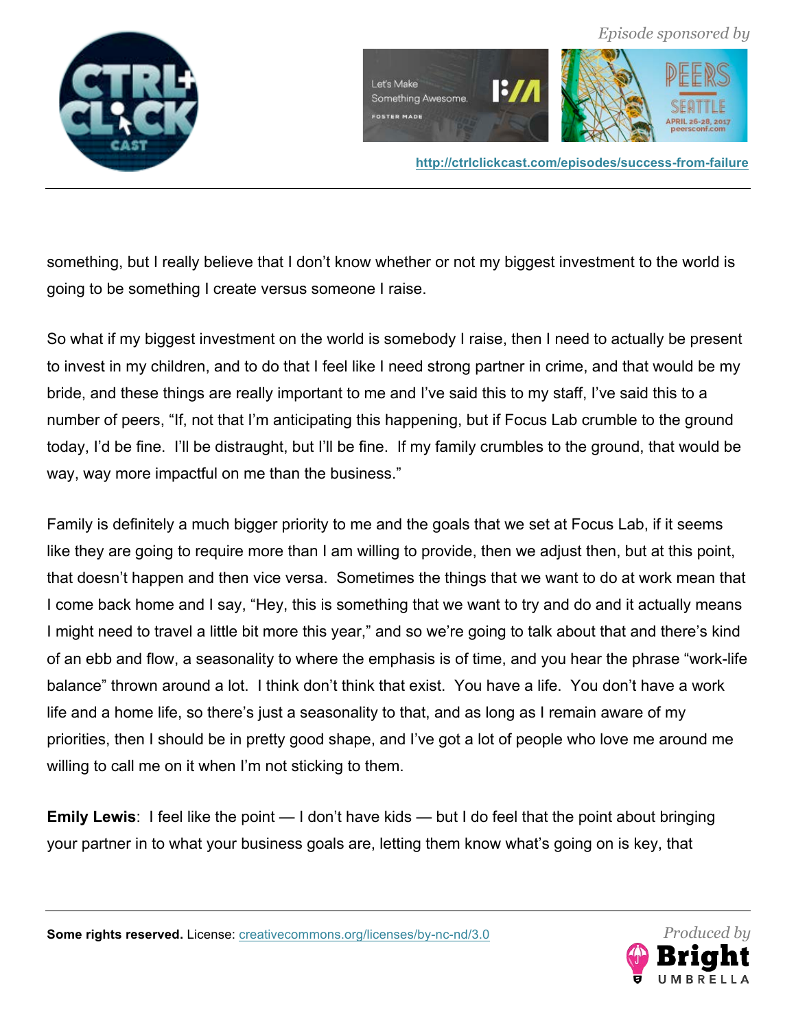something, but I really believe that I don't know whether or not my biggest investment to the world is going to be something I create versus someone I raise.

So what if my biggest investment on the world is somebody I raise, then I need to actually be present to invest in my children, and to do that I feel like I need strong partner in crime, and that would be my bride, and these things are really important to me and I've said this to my staff, I've said this to a number of peers, "If, not that I'm anticipating this happening, but if Focus Lab crumble to the ground today, I'd be fine. I'll be distraught, but I'll be fine. If my family crumbles to the ground, that would be way, way more impactful on me than the business."

Family is definitely a much bigger priority to me and the goals that we set at Focus Lab, if it seems like they are going to require more than I am willing to provide, then we adjust then, but at this point, that doesn't happen and then vice versa. Sometimes the things that we want to do at work mean that I come back home and I say, "Hey, this is something that we want to try and do and it actually means I might need to travel a little bit more this year," and so we're going to talk about that and there's kind of an ebb and flow, a seasonality to where the emphasis is of time, and you hear the phrase "work-life balance" thrown around a lot. I think don't think that exist. You have a life. You don't have a work life and a home life, so there's just a seasonality to that, and as long as I remain aware of my priorities, then I should be in pretty good shape, and I've got a lot of people who love me around me willing to call me on it when I'm not sticking to them.

**Emily Lewis**: I feel like the point — I don't have kids — but I do feel that the point about bringing your partner in to what your business goals are, letting them know what's going on is key, that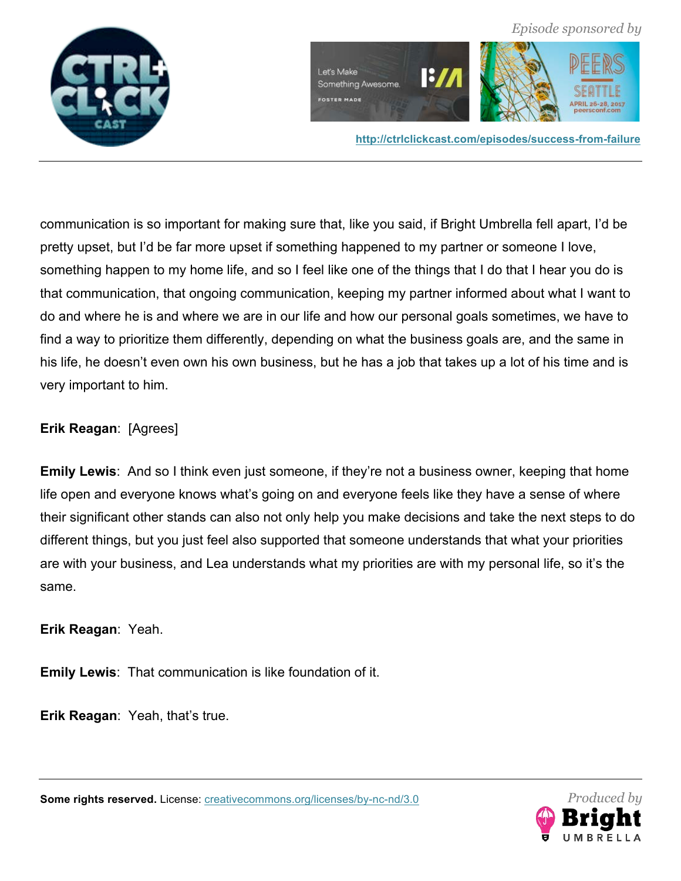communication is so important for making sure that, like you said, if Bright Umbrella fell apart, I'd be pretty upset, but I'd be far more upset if something happened to my partner or someone I love, something happen to my home life, and so I feel like one of the things that I do that I hear you do is that communication, that ongoing communication, keeping my partner informed about what I want to do and where he is and where we are in our life and how our personal goals sometimes, we have to find a way to prioritize them differently, depending on what the business goals are, and the same in his life, he doesn't even own his own business, but he has a job that takes up a lot of his time and is very important to him.

**Erik Reagan**: [Agrees]

**Emily Lewis**: And so I think even just someone, if they're not a business owner, keeping that home life open and everyone knows what's going on and everyone feels like they have a sense of where their significant other stands can also not only help you make decisions and take the next steps to do different things, but you just feel also supported that someone understands that what your priorities are with your business, and Lea understands what my priorities are with my personal life, so it's the same.

**Erik Reagan**: Yeah.

**Emily Lewis**: That communication is like foundation of it.

**Erik Reagan**: Yeah, that's true.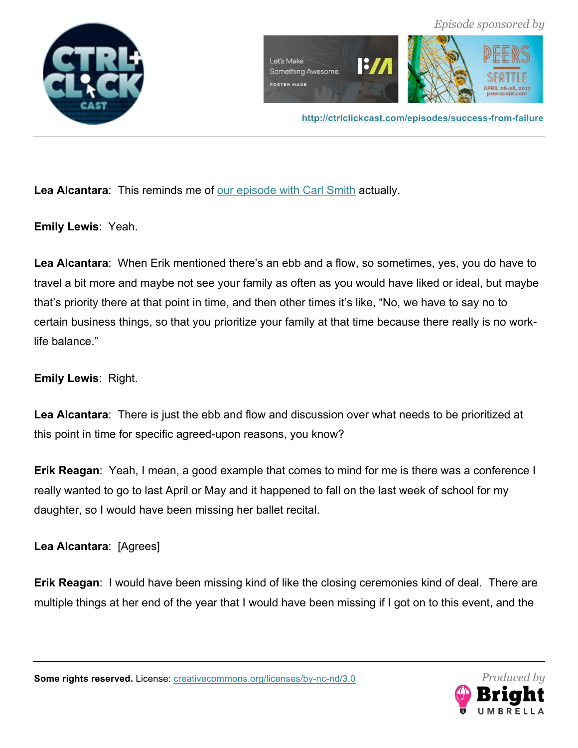**Lea Alcantara**: This reminds me of our episode with Carl Smith actually.

**Emily Lewis**: Yeah.

**Lea Alcantara**: When Erik mentioned there's an ebb and a flow, so sometimes, yes, you do have to travel a bit more and maybe not see your family as often as you would have liked or ideal, but maybe that's priority there at that point in time, and then other times it's like, "No, we have to say no to certain business things, so that you prioritize your family at that time because there really is no work-life balance."

**Emily Lewis**: Right.

**Lea Alcantara**: There is just the ebb and flow and discussion over what needs to be prioritized at this point in time for specific agreed-upon reasons, you know?

**Erik Reagan**: Yeah, I mean, a good example that comes to mind for me is there was a conference I really wanted to go to last April or May and it happened to fall on the last week of school for my daughter, so I would have been missing her ballet recital.

**Lea Alcantara**: [Agrees]

**Erik Reagan**: I would have been missing kind of like the closing ceremonies kind of deal. There are multiple things at her end of the year that I would have been missing if I got on to this event, and the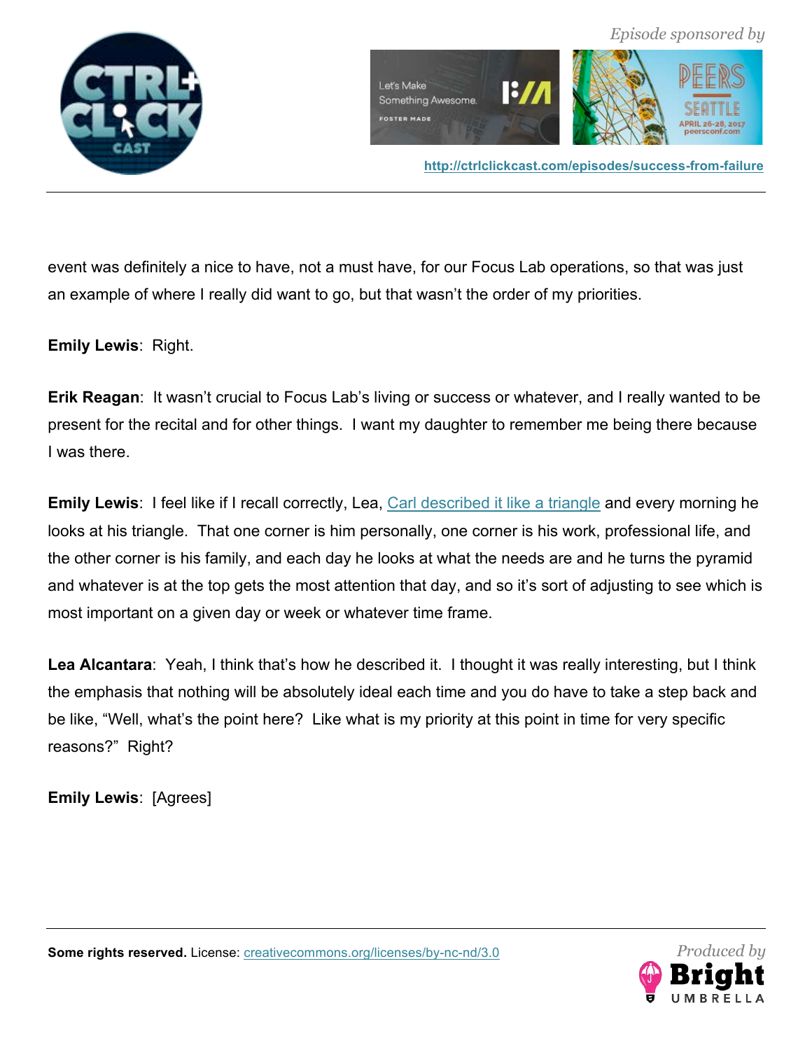event was definitely a nice to have, not a must have, for our Focus Lab operations, so that was just an example of where I really did want to go, but that wasn't the order of my priorities.

**Emily Lewis**: Right.

**Erik Reagan**: It wasn't crucial to Focus Lab's living or success or whatever, and I really wanted to be present for the recital and for other things. I want my daughter to remember me being there because I was there.

**Emily Lewis**: I feel like if I recall correctly, Lea, Carl described it like a triangle and every morning he looks at his triangle. That one corner is him personally, one corner is his work, professional life, and the other corner is his family, and each day he looks at what the needs are and he turns the pyramid and whatever is at the top gets the most attention that day, and so it's sort of adjusting to see which is most important on a given day or week or whatever time frame.

**Lea Alcantara**: Yeah, I think that's how he described it. I thought it was really interesting, but I think the emphasis that nothing will be absolutely ideal each time and you do have to take a step back and be like, "Well, what's the point here? Like what is my priority at this point in time for very specific reasons?" Right?

**Emily Lewis**: [Agrees]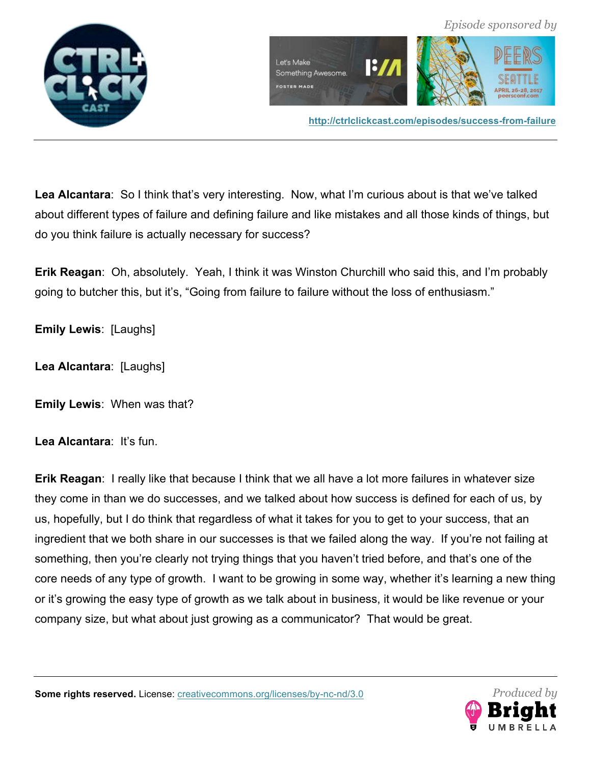**Lea Alcantara**: So I think that's very interesting. Now, what I'm curious about is that we've talked about different types of failure and defining failure and like mistakes and all those kinds of things, but do you think failure is actually necessary for success?

**Erik Reagan**: Oh, absolutely. Yeah, I think it was Winston Churchill who said this, and I'm probably going to butcher this, but it's, "Going from failure to failure without the loss of enthusiasm."

**Emily Lewis**: [Laughs]

**Lea Alcantara**: [Laughs]

**Emily Lewis**: When was that?

**Lea Alcantara**: It's fun.

**Erik Reagan**: I really like that because I think that we all have a lot more failures in whatever size they come in than we do successes, and we talked about how success is defined for each of us, by us, hopefully, but I do think that regardless of what it takes for you to get to your success, that an ingredient that we both share in our successes is that we failed along the way. If you're not failing at something, then you're clearly not trying things that you haven't tried before, and that's one of the core needs of any type of growth. I want to be growing in some way, whether it's learning a new thing or it's growing the easy type of growth as we talk about in business, it would be like revenue or your company size, but what about just growing as a communicator? That would be great.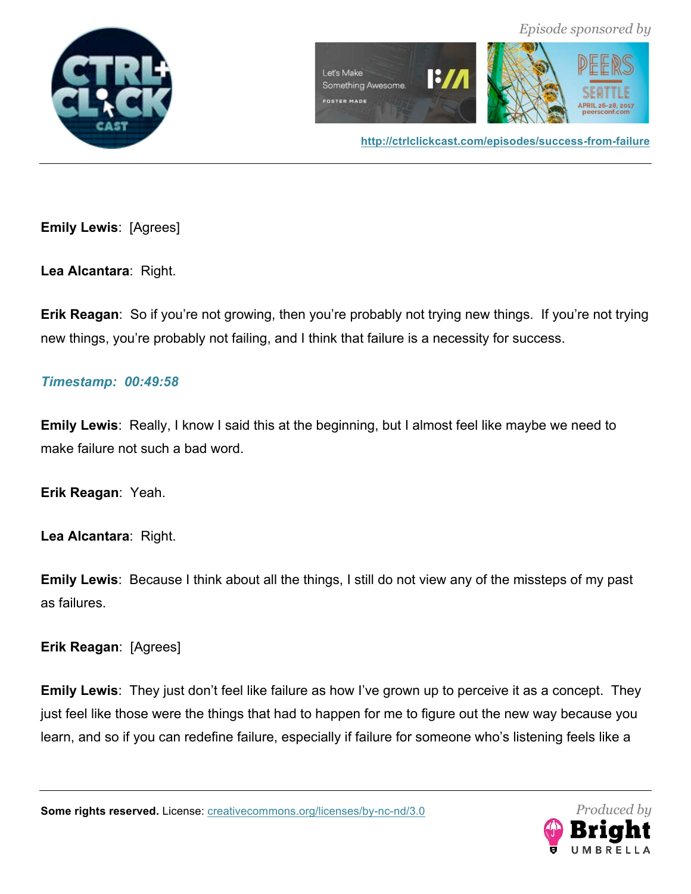**Emily Lewis**: [Agrees]

**Lea Alcantara**: Right.

**Erik Reagan**: So if you're not growing, then you're probably not trying new things. If you're not trying new things, you're probably not failing, and I think that failure is a necessity for success.

***Timestamp: 00:49:58***

**Emily Lewis**: Really, I know I said this at the beginning, but I almost feel like maybe we need to make failure not such a bad word.

**Erik Reagan**: Yeah.

**Lea Alcantara**: Right.

**Emily Lewis**: Because I think about all the things, I still do not view any of the missteps of my past as failures.

**Erik Reagan**: [Agrees]

**Emily Lewis**: They just don't feel like failure as how I've grown up to perceive it as a concept. They just feel like those were the things that had to happen for me to figure out the new way because you learn, and so if you can redefine failure, especially if failure for someone who's listening feels like a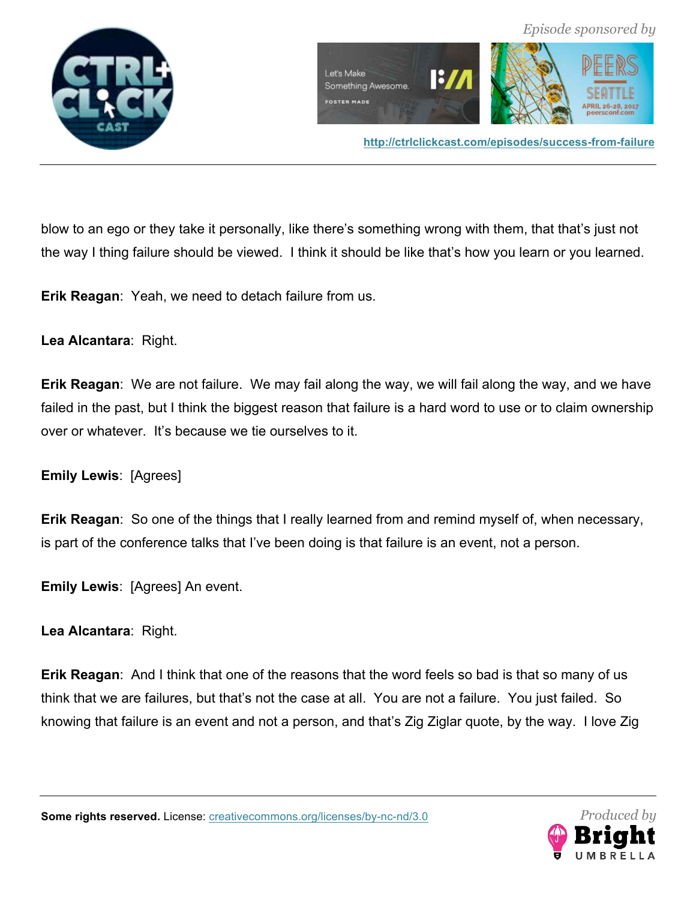blow to an ego or they take it personally, like there's something wrong with them, that that's just not the way I thing failure should be viewed.  I think it should be like that's how you learn or you learned.

**Erik Reagan**:  Yeah, we need to detach failure from us.

**Lea Alcantara**:  Right.

**Erik Reagan**:  We are not failure.  We may fail along the way, we will fail along the way, and we have failed in the past, but I think the biggest reason that failure is a hard word to use or to claim ownership over or whatever.  It's because we tie ourselves to it.

**Emily Lewis**:  [Agrees]

**Erik Reagan**:  So one of the things that I really learned from and remind myself of, when necessary, is part of the conference talks that I've been doing is that failure is an event, not a person.

**Emily Lewis**:  [Agrees] An event.

**Lea Alcantara**:  Right.

**Erik Reagan**:  And I think that one of the reasons that the word feels so bad is that so many of us think that we are failures, but that's not the case at all.  You are not a failure.  You just failed.  So knowing that failure is an event and not a person, and that's Zig Ziglar quote, by the way.  I love Zig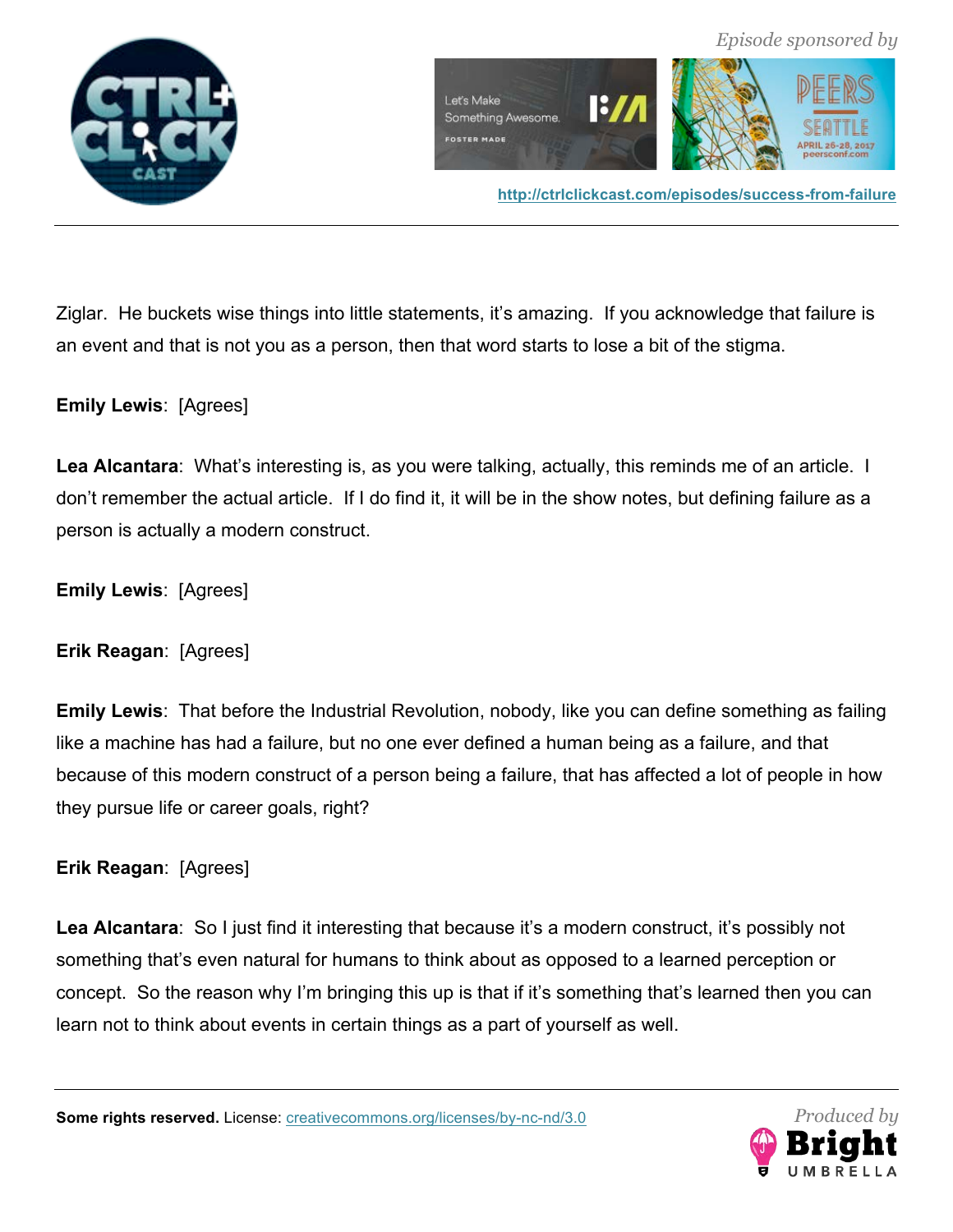Ziglar. He buckets wise things into little statements, it's amazing. If you acknowledge that failure is an event and that is not you as a person, then that word starts to lose a bit of the stigma.

**Emily Lewis**: [Agrees]

**Lea Alcantara**: What's interesting is, as you were talking, actually, this reminds me of an article. I don't remember the actual article. If I do find it, it will be in the show notes, but defining failure as a person is actually a modern construct.

**Emily Lewis**: [Agrees]

**Erik Reagan**: [Agrees]

**Emily Lewis**: That before the Industrial Revolution, nobody, like you can define something as failing like a machine has had a failure, but no one ever defined a human being as a failure, and that because of this modern construct of a person being a failure, that has affected a lot of people in how they pursue life or career goals, right?

**Erik Reagan**: [Agrees]

**Lea Alcantara**: So I just find it interesting that because it's a modern construct, it's possibly not something that's even natural for humans to think about as opposed to a learned perception or concept. So the reason why I'm bringing this up is that if it's something that's learned then you can learn not to think about events in certain things as a part of yourself as well.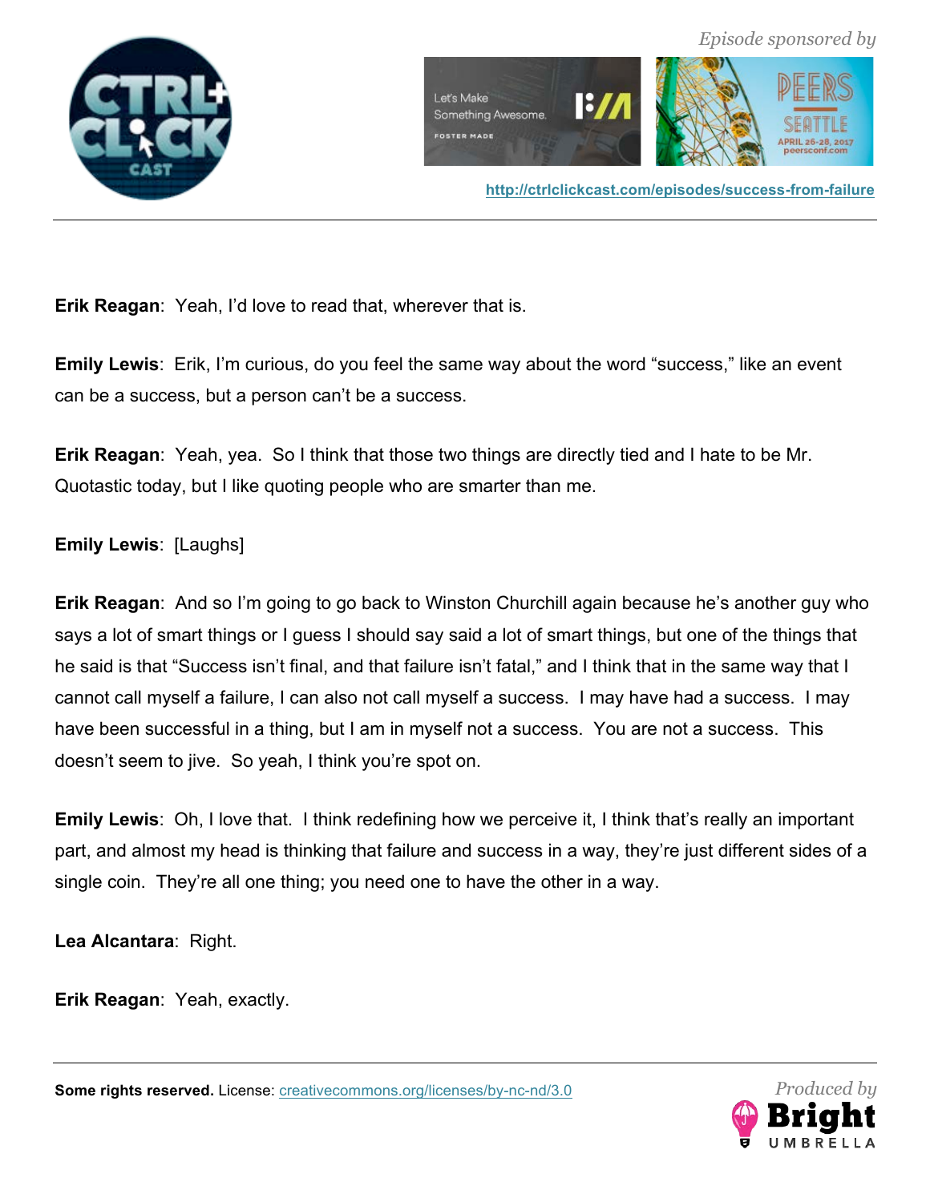**Erik Reagan**: Yeah, I'd love to read that, wherever that is.

**Emily Lewis**: Erik, I'm curious, do you feel the same way about the word "success," like an event can be a success, but a person can't be a success.

**Erik Reagan**: Yeah, yea. So I think that those two things are directly tied and I hate to be Mr. Quotastic today, but I like quoting people who are smarter than me.

**Emily Lewis**: [Laughs]

**Erik Reagan**: And so I'm going to go back to Winston Churchill again because he's another guy who says a lot of smart things or I guess I should say said a lot of smart things, but one of the things that he said is that "Success isn't final, and that failure isn't fatal," and I think that in the same way that I cannot call myself a failure, I can also not call myself a success. I may have had a success. I may have been successful in a thing, but I am in myself not a success. You are not a success. This doesn't seem to jive. So yeah, I think you're spot on.

**Emily Lewis**: Oh, I love that. I think redefining how we perceive it, I think that's really an important part, and almost my head is thinking that failure and success in a way, they're just different sides of a single coin. They're all one thing; you need one to have the other in a way.

**Lea Alcantara**: Right.

**Erik Reagan**: Yeah, exactly.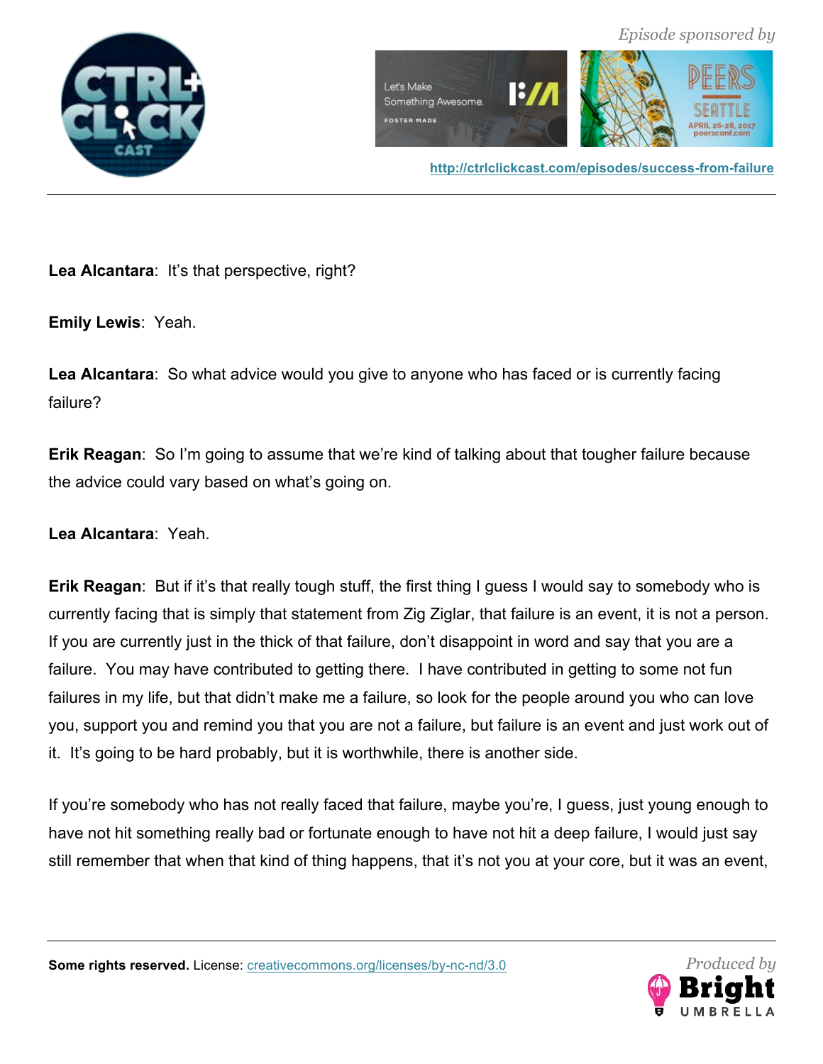**Lea Alcantara**: It's that perspective, right?

**Emily Lewis**: Yeah.

**Lea Alcantara**: So what advice would you give to anyone who has faced or is currently facing failure?

**Erik Reagan**: So I'm going to assume that we're kind of talking about that tougher failure because the advice could vary based on what's going on.

**Lea Alcantara**: Yeah.

**Erik Reagan**: But if it's that really tough stuff, the first thing I guess I would say to somebody who is currently facing that is simply that statement from Zig Ziglar, that failure is an event, it is not a person. If you are currently just in the thick of that failure, don't disappoint in word and say that you are a failure. You may have contributed to getting there. I have contributed in getting to some not fun failures in my life, but that didn't make me a failure, so look for the people around you who can love you, support you and remind you that you are not a failure, but failure is an event and just work out of it. It's going to be hard probably, but it is worthwhile, there is another side.

If you're somebody who has not really faced that failure, maybe you're, I guess, just young enough to have not hit something really bad or fortunate enough to have not hit a deep failure, I would just say still remember that when that kind of thing happens, that it's not you at your core, but it was an event,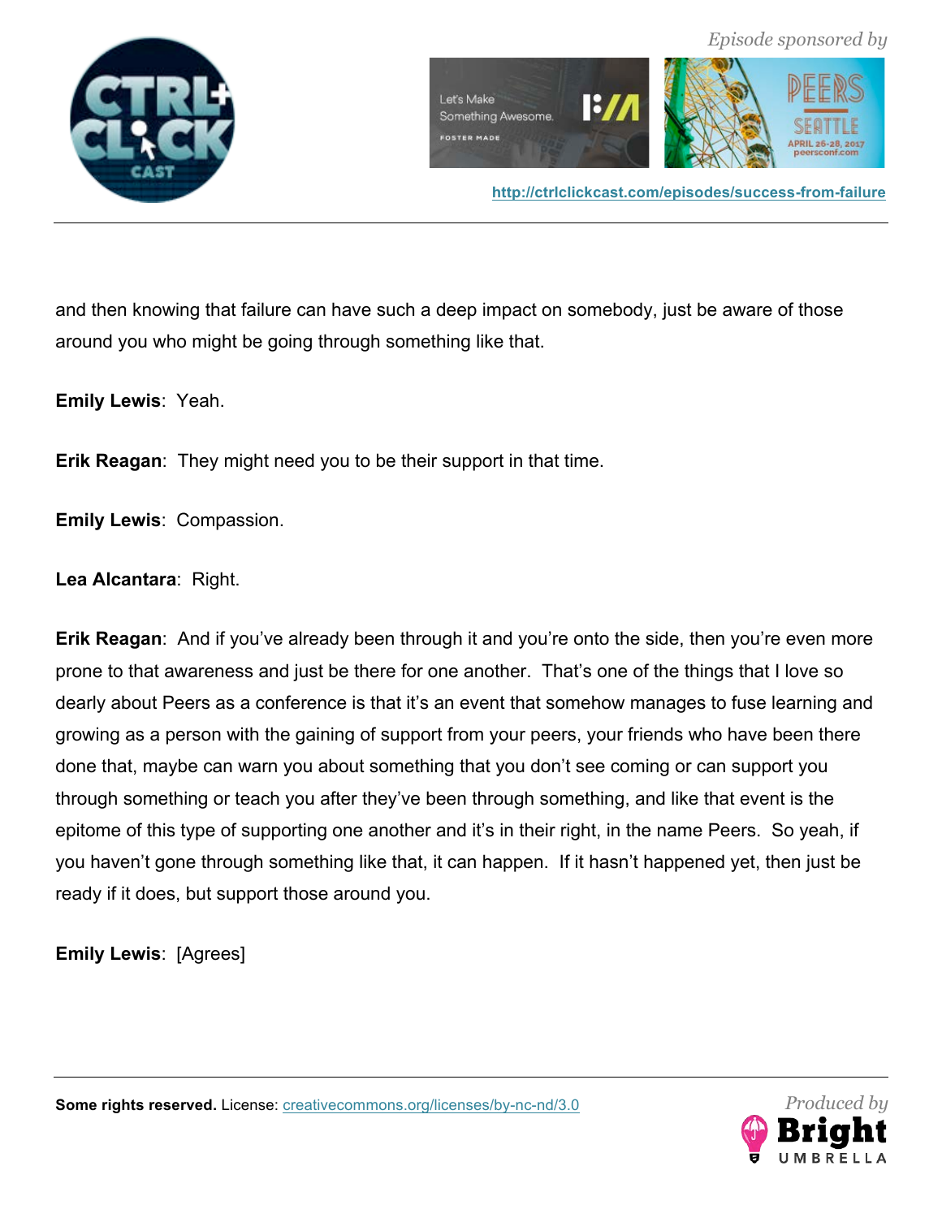and then knowing that failure can have such a deep impact on somebody, just be aware of those around you who might be going through something like that.

**Emily Lewis**: Yeah.

**Erik Reagan**: They might need you to be their support in that time.

**Emily Lewis**: Compassion.

**Lea Alcantara**: Right.

**Erik Reagan**: And if you've already been through it and you're onto the side, then you're even more prone to that awareness and just be there for one another. That's one of the things that I love so dearly about Peers as a conference is that it's an event that somehow manages to fuse learning and growing as a person with the gaining of support from your peers, your friends who have been there done that, maybe can warn you about something that you don't see coming or can support you through something or teach you after they've been through something, and like that event is the epitome of this type of supporting one another and it's in their right, in the name Peers. So yeah, if you haven't gone through something like that, it can happen. If it hasn't happened yet, then just be ready if it does, but support those around you.

**Emily Lewis**: [Agrees]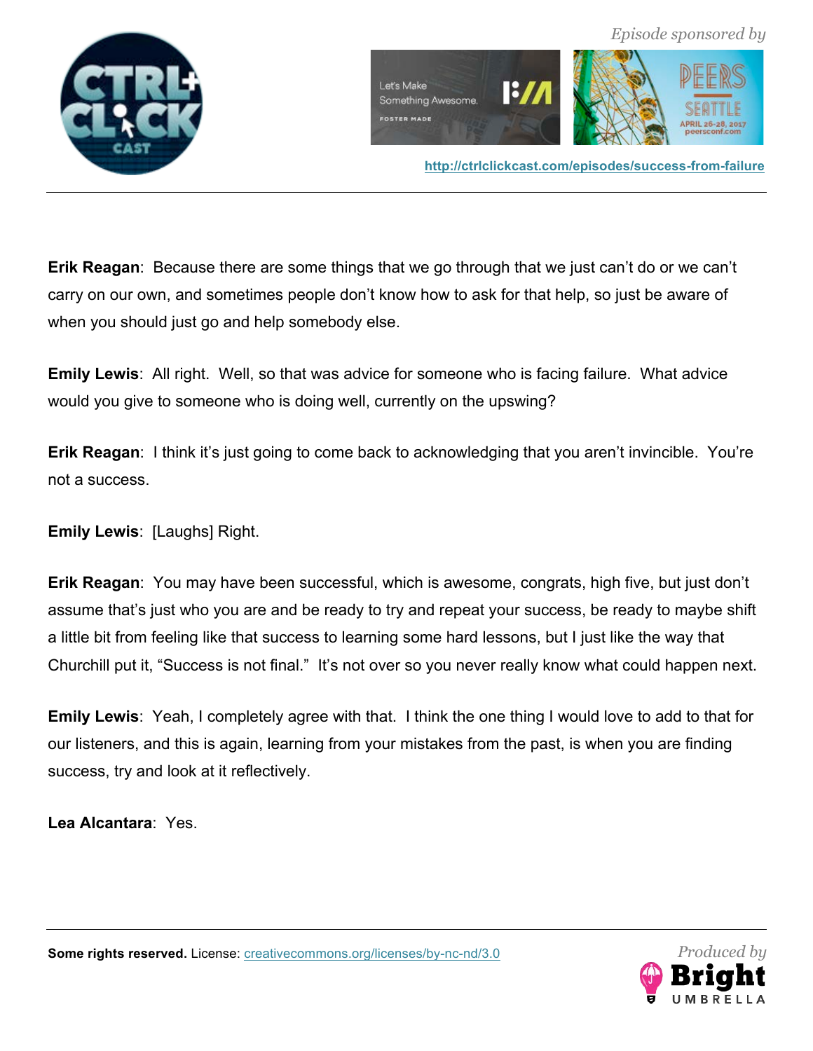**Erik Reagan**: Because there are some things that we go through that we just can't do or we can't carry on our own, and sometimes people don't know how to ask for that help, so just be aware of when you should just go and help somebody else.

**Emily Lewis**: All right. Well, so that was advice for someone who is facing failure. What advice would you give to someone who is doing well, currently on the upswing?

**Erik Reagan**: I think it's just going to come back to acknowledging that you aren't invincible. You're not a success.

**Emily Lewis**: [Laughs] Right.

**Erik Reagan**: You may have been successful, which is awesome, congrats, high five, but just don't assume that's just who you are and be ready to try and repeat your success, be ready to maybe shift a little bit from feeling like that success to learning some hard lessons, but I just like the way that Churchill put it, "Success is not final." It's not over so you never really know what could happen next.

**Emily Lewis**: Yeah, I completely agree with that. I think the one thing I would love to add to that for our listeners, and this is again, learning from your mistakes from the past, is when you are finding success, try and look at it reflectively.

**Lea Alcantara**: Yes.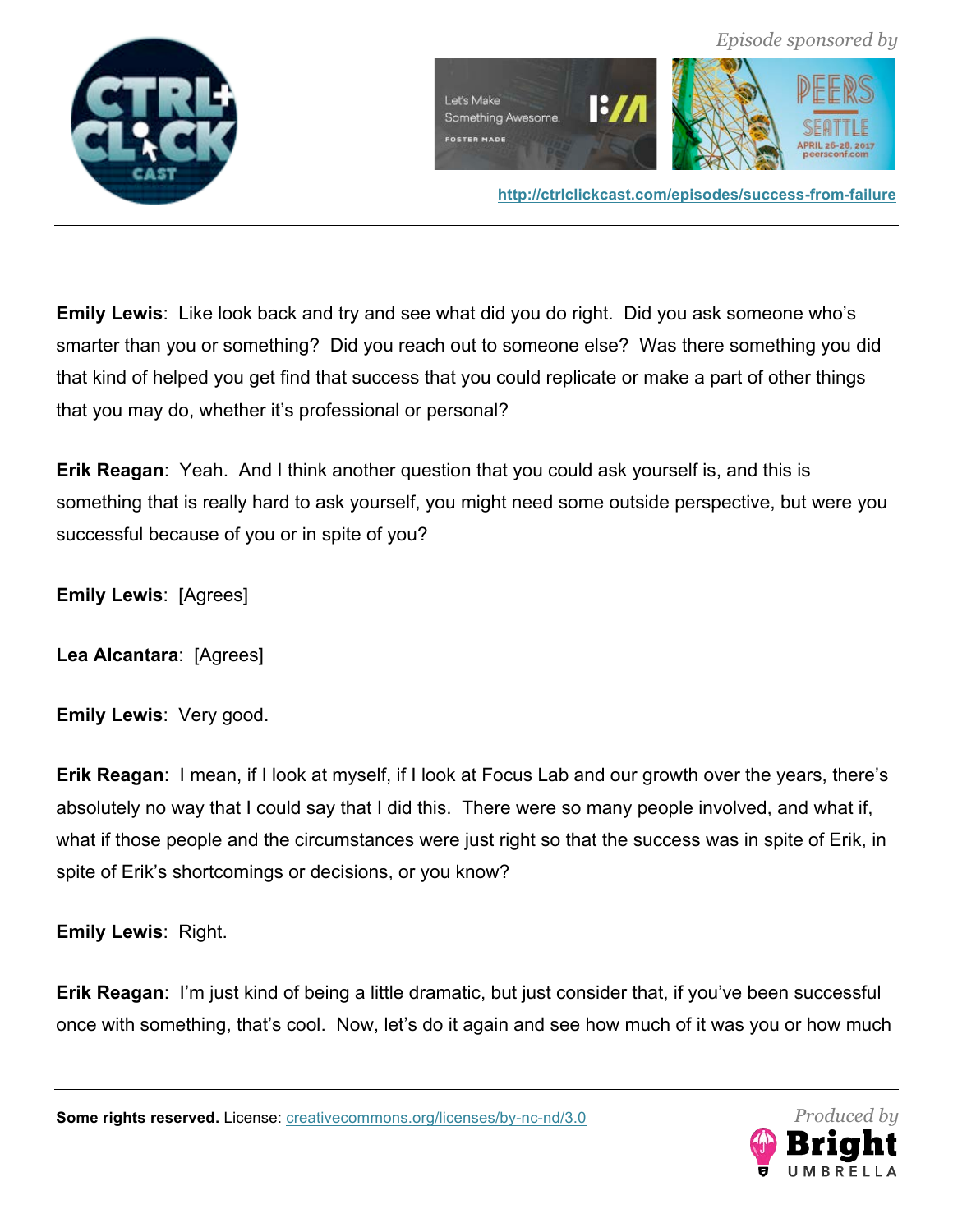**Emily Lewis**: Like look back and try and see what did you do right. Did you ask someone who's smarter than you or something? Did you reach out to someone else? Was there something you did that kind of helped you get find that success that you could replicate or make a part of other things that you may do, whether it's professional or personal?

**Erik Reagan**: Yeah. And I think another question that you could ask yourself is, and this is something that is really hard to ask yourself, you might need some outside perspective, but were you successful because of you or in spite of you?

**Emily Lewis**: [Agrees]

**Lea Alcantara**: [Agrees]

**Emily Lewis**: Very good.

**Erik Reagan**: I mean, if I look at myself, if I look at Focus Lab and our growth over the years, there's absolutely no way that I could say that I did this. There were so many people involved, and what if, what if those people and the circumstances were just right so that the success was in spite of Erik, in spite of Erik's shortcomings or decisions, or you know?

**Emily Lewis**: Right.

**Erik Reagan**: I'm just kind of being a little dramatic, but just consider that, if you've been successful once with something, that's cool. Now, let's do it again and see how much of it was you or how much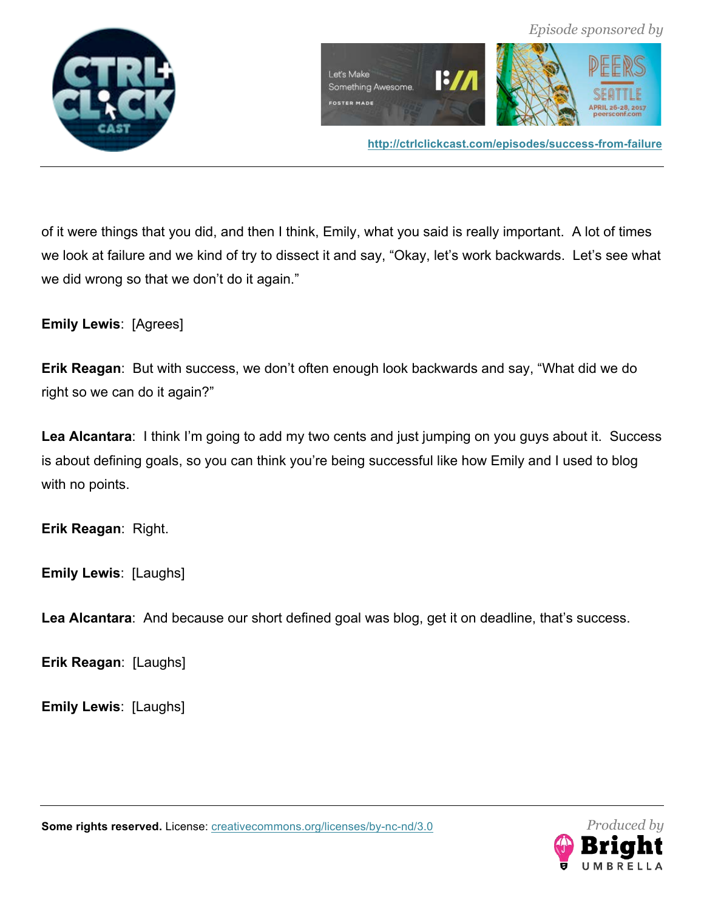of it were things that you did, and then I think, Emily, what you said is really important. A lot of times we look at failure and we kind of try to dissect it and say, "Okay, let's work backwards. Let's see what we did wrong so that we don't do it again."

**Emily Lewis**: [Agrees]

**Erik Reagan**: But with success, we don't often enough look backwards and say, "What did we do right so we can do it again?"

**Lea Alcantara**: I think I'm going to add my two cents and just jumping on you guys about it. Success is about defining goals, so you can think you're being successful like how Emily and I used to blog with no points.

**Erik Reagan**: Right.

**Emily Lewis**: [Laughs]

**Lea Alcantara**: And because our short defined goal was blog, get it on deadline, that's success.

**Erik Reagan**: [Laughs]

**Emily Lewis**: [Laughs]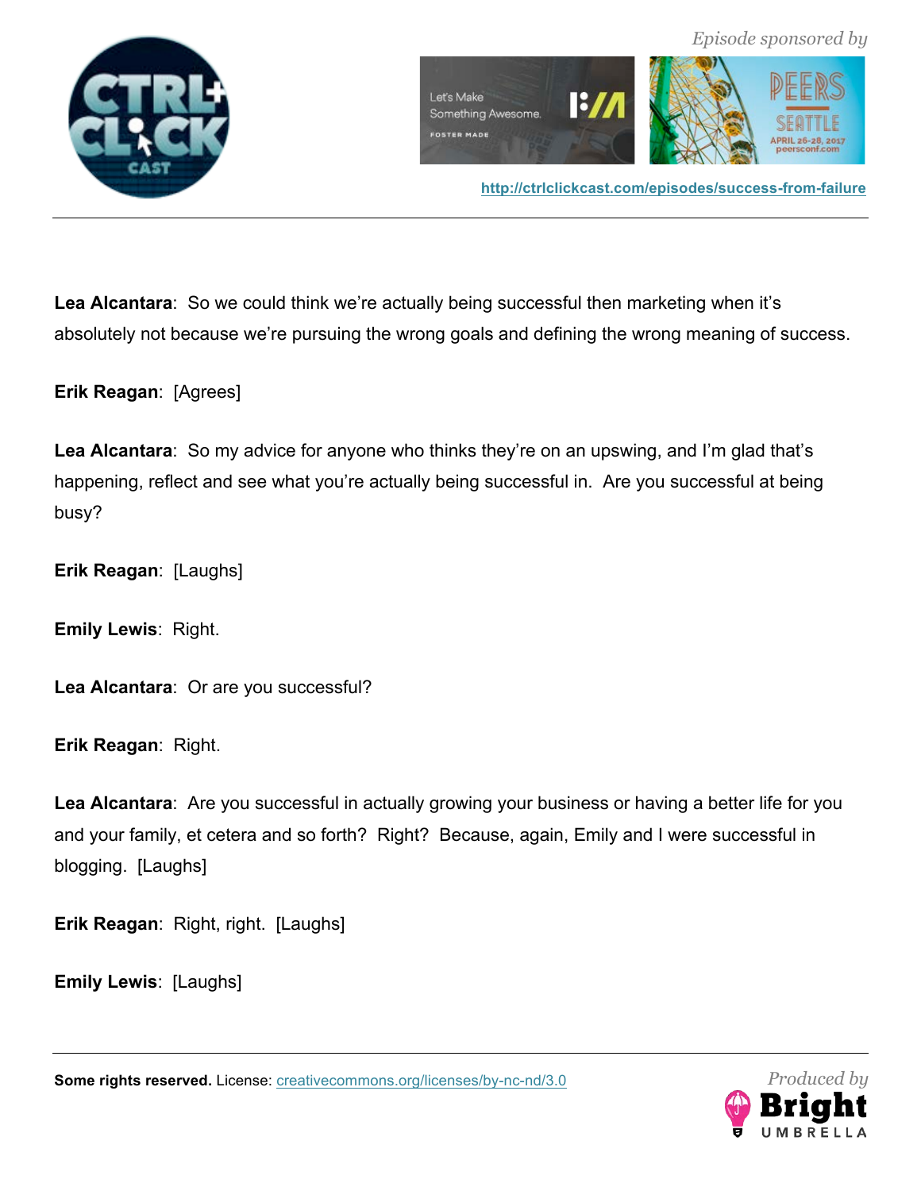**Lea Alcantara**: So we could think we're actually being successful then marketing when it's absolutely not because we're pursuing the wrong goals and defining the wrong meaning of success.

**Erik Reagan**: [Agrees]

**Lea Alcantara**: So my advice for anyone who thinks they're on an upswing, and I'm glad that's happening, reflect and see what you're actually being successful in. Are you successful at being busy?

**Erik Reagan**: [Laughs]

**Emily Lewis**: Right.

**Lea Alcantara**: Or are you successful?

**Erik Reagan**: Right.

**Lea Alcantara**: Are you successful in actually growing your business or having a better life for you and your family, et cetera and so forth? Right? Because, again, Emily and I were successful in blogging. [Laughs]

**Erik Reagan**: Right, right. [Laughs]

**Emily Lewis**: [Laughs]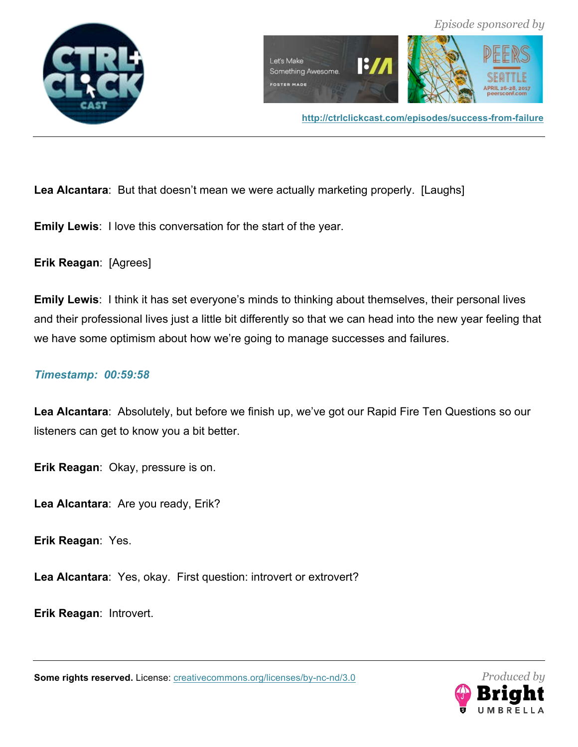**Lea Alcantara**: But that doesn't mean we were actually marketing properly. [Laughs]

**Emily Lewis**: I love this conversation for the start of the year.

**Erik Reagan**: [Agrees]

**Emily Lewis**: I think it has set everyone's minds to thinking about themselves, their personal lives and their professional lives just a little bit differently so that we can head into the new year feeling that we have some optimism about how we're going to manage successes and failures.

***Timestamp: 00:59:58***

**Lea Alcantara**: Absolutely, but before we finish up, we've got our Rapid Fire Ten Questions so our listeners can get to know you a bit better.

**Erik Reagan**: Okay, pressure is on.

**Lea Alcantara**: Are you ready, Erik?

**Erik Reagan**: Yes.

**Lea Alcantara**: Yes, okay. First question: introvert or extrovert?

**Erik Reagan**: Introvert.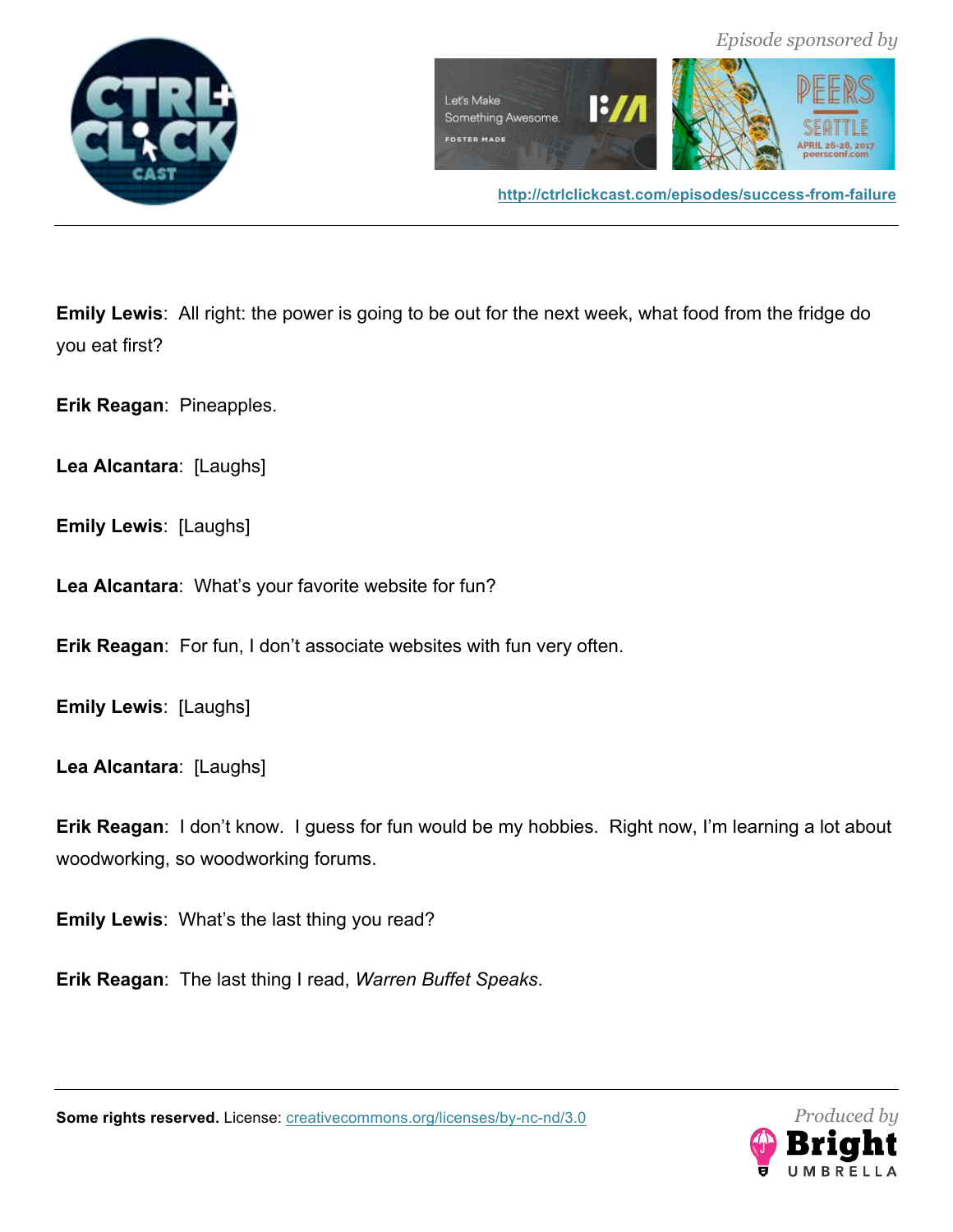**Emily Lewis**: All right: the power is going to be out for the next week, what food from the fridge do you eat first?

**Erik Reagan**: Pineapples.

**Lea Alcantara**: [Laughs]

**Emily Lewis**: [Laughs]

**Lea Alcantara**: What's your favorite website for fun?

**Erik Reagan**: For fun, I don't associate websites with fun very often.

**Emily Lewis**: [Laughs]

**Lea Alcantara**: [Laughs]

**Erik Reagan**: I don't know. I guess for fun would be my hobbies. Right now, I'm learning a lot about woodworking, so woodworking forums.

**Emily Lewis**: What's the last thing you read?

**Erik Reagan**: The last thing I read, *Warren Buffet Speaks*.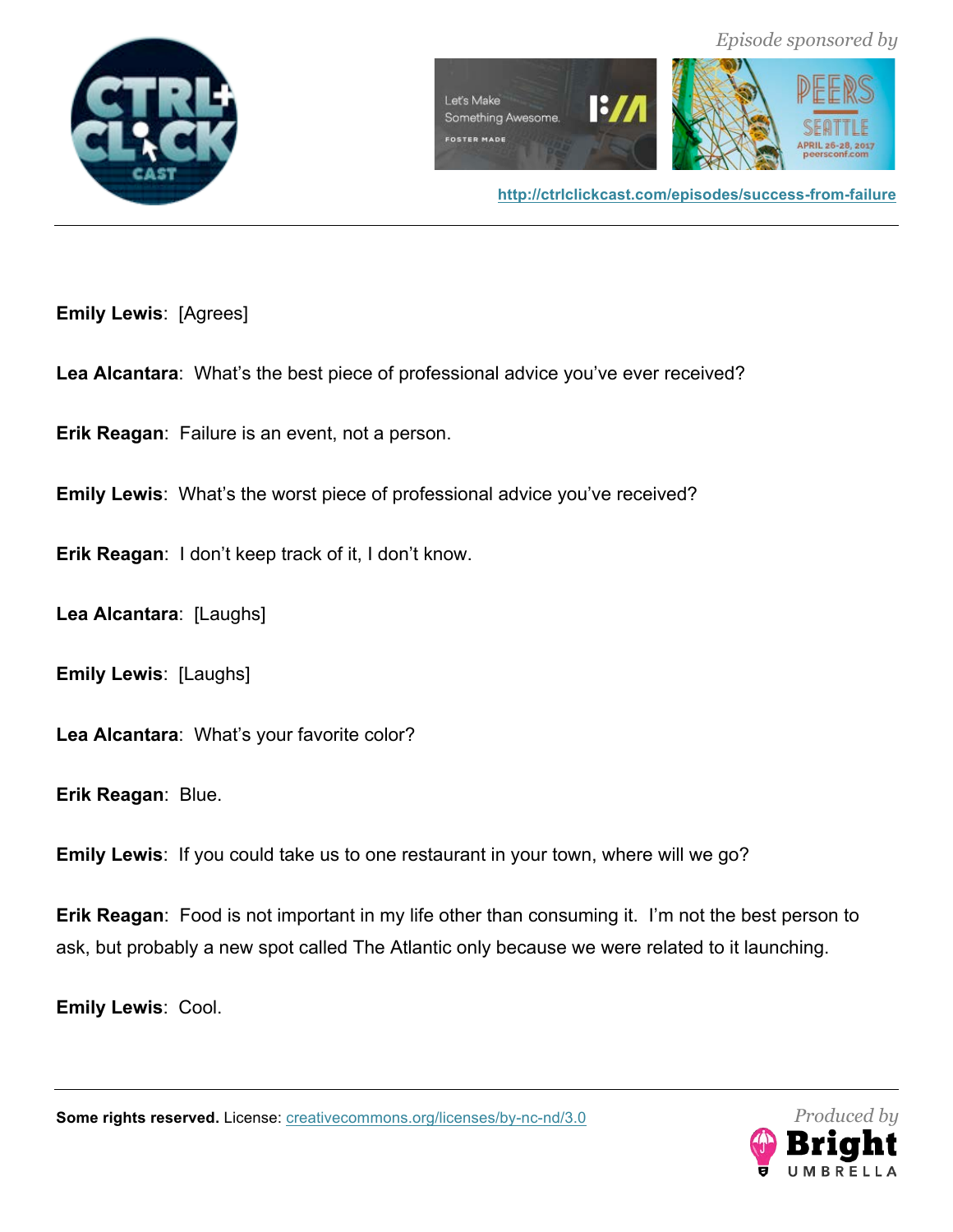**Emily Lewis**: [Agrees]

**Lea Alcantara**: What's the best piece of professional advice you've ever received?

**Erik Reagan**: Failure is an event, not a person.

**Emily Lewis**: What's the worst piece of professional advice you've received?

**Erik Reagan**: I don't keep track of it, I don't know.

**Lea Alcantara**: [Laughs]

**Emily Lewis**: [Laughs]

**Lea Alcantara**: What's your favorite color?

**Erik Reagan**: Blue.

**Emily Lewis**: If you could take us to one restaurant in your town, where will we go?

**Erik Reagan**: Food is not important in my life other than consuming it. I'm not the best person to ask, but probably a new spot called The Atlantic only because we were related to it launching.

**Emily Lewis**: Cool.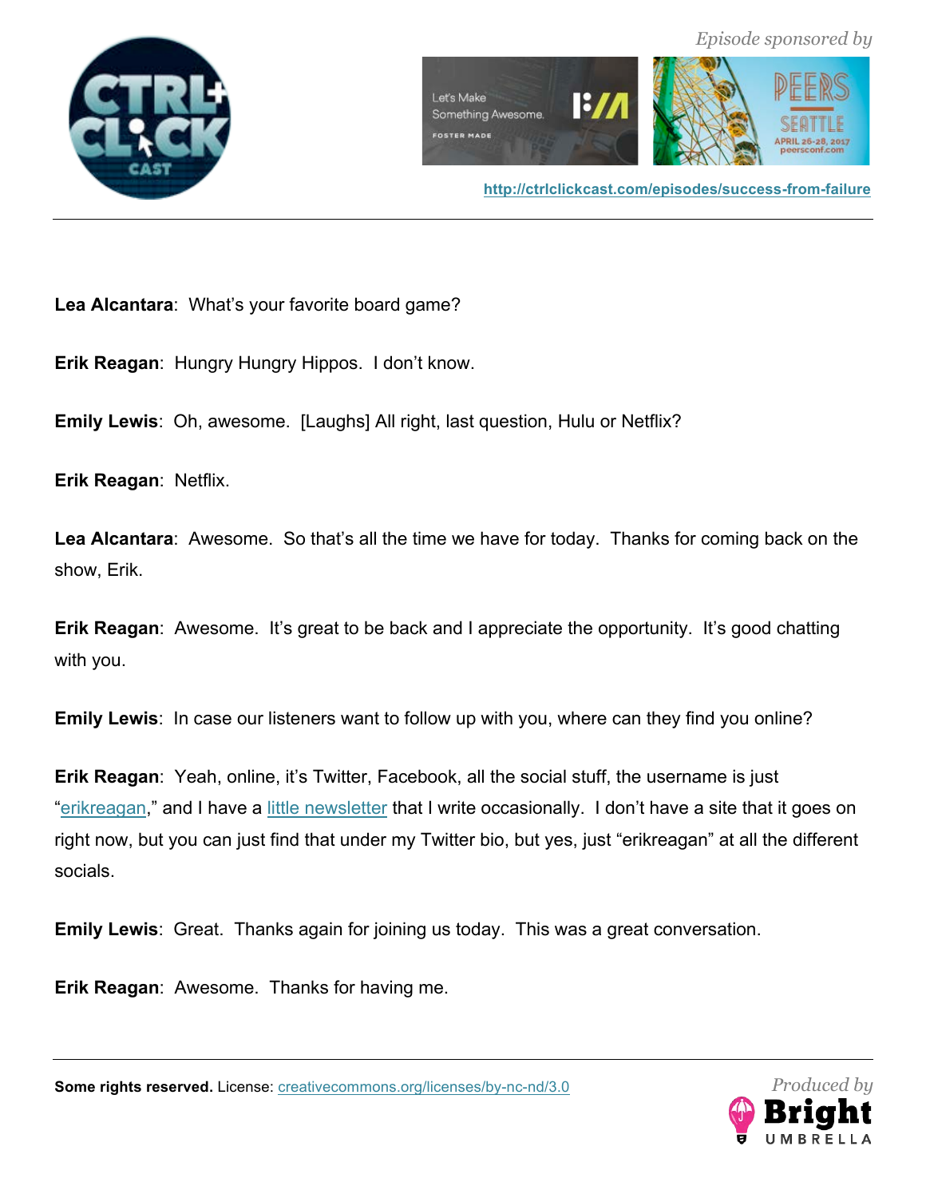**Lea Alcantara**: What's your favorite board game?

**Erik Reagan**: Hungry Hungry Hippos. I don't know.

**Emily Lewis**: Oh, awesome. [Laughs] All right, last question, Hulu or Netflix?

**Erik Reagan**: Netflix.

**Lea Alcantara**: Awesome. So that's all the time we have for today. Thanks for coming back on the show, Erik.

**Erik Reagan**: Awesome. It's great to be back and I appreciate the opportunity. It's good chatting with you.

**Emily Lewis**: In case our listeners want to follow up with you, where can they find you online?

**Erik Reagan**: Yeah, online, it's Twitter, Facebook, all the social stuff, the username is just "erikreagan," and I have a little newsletter that I write occasionally. I don't have a site that it goes on right now, but you can just find that under my Twitter bio, but yes, just "erikreagan" at all the different socials.

**Emily Lewis**: Great. Thanks again for joining us today. This was a great conversation.

**Erik Reagan**: Awesome. Thanks for having me.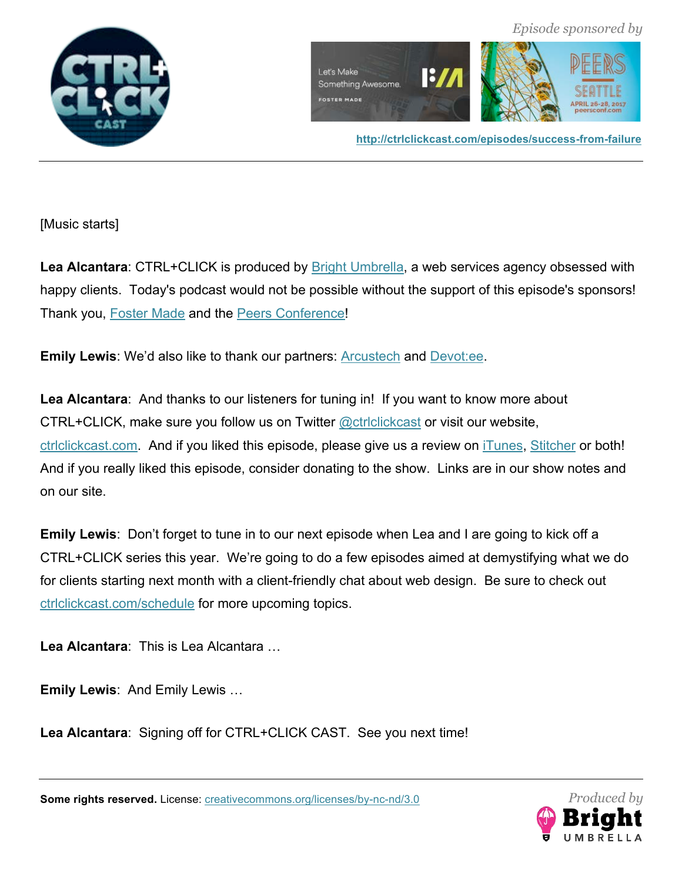[Music starts]

**Lea Alcantara**: CTRL+CLICK is produced by Bright Umbrella, a web services agency obsessed with happy clients. Today's podcast would not be possible without the support of this episode's sponsors! Thank you, Foster Made and the Peers Conference!

**Emily Lewis**: We'd also like to thank our partners: Arcustech and Devot:ee.

**Lea Alcantara**: And thanks to our listeners for tuning in! If you want to know more about CTRL+CLICK, make sure you follow us on Twitter @ctrlclickcast or visit our website, ctrlclickcast.com. And if you liked this episode, please give us a review on iTunes, Stitcher or both! And if you really liked this episode, consider donating to the show. Links are in our show notes and on our site.

**Emily Lewis**: Don't forget to tune in to our next episode when Lea and I are going to kick off a CTRL+CLICK series this year. We're going to do a few episodes aimed at demystifying what we do for clients starting next month with a client-friendly chat about web design. Be sure to check out ctrlclickcast.com/schedule for more upcoming topics.

**Lea Alcantara**: This is Lea Alcantara …

**Emily Lewis**: And Emily Lewis …

**Lea Alcantara**: Signing off for CTRL+CLICK CAST. See you next time!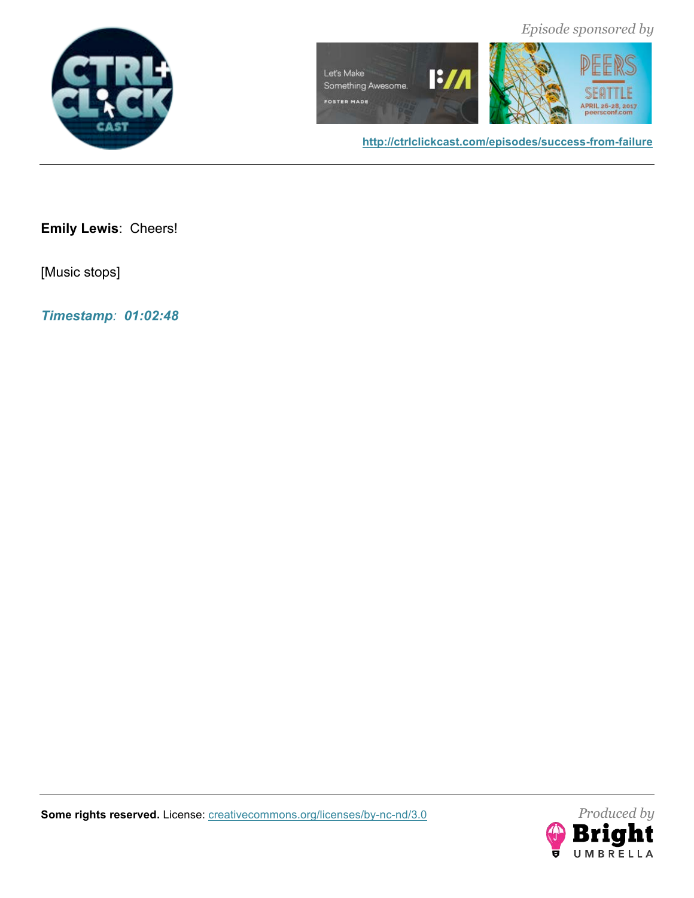**Emily Lewis**: Cheers!

[Music stops]

***Timestamp**: 01:02:48*